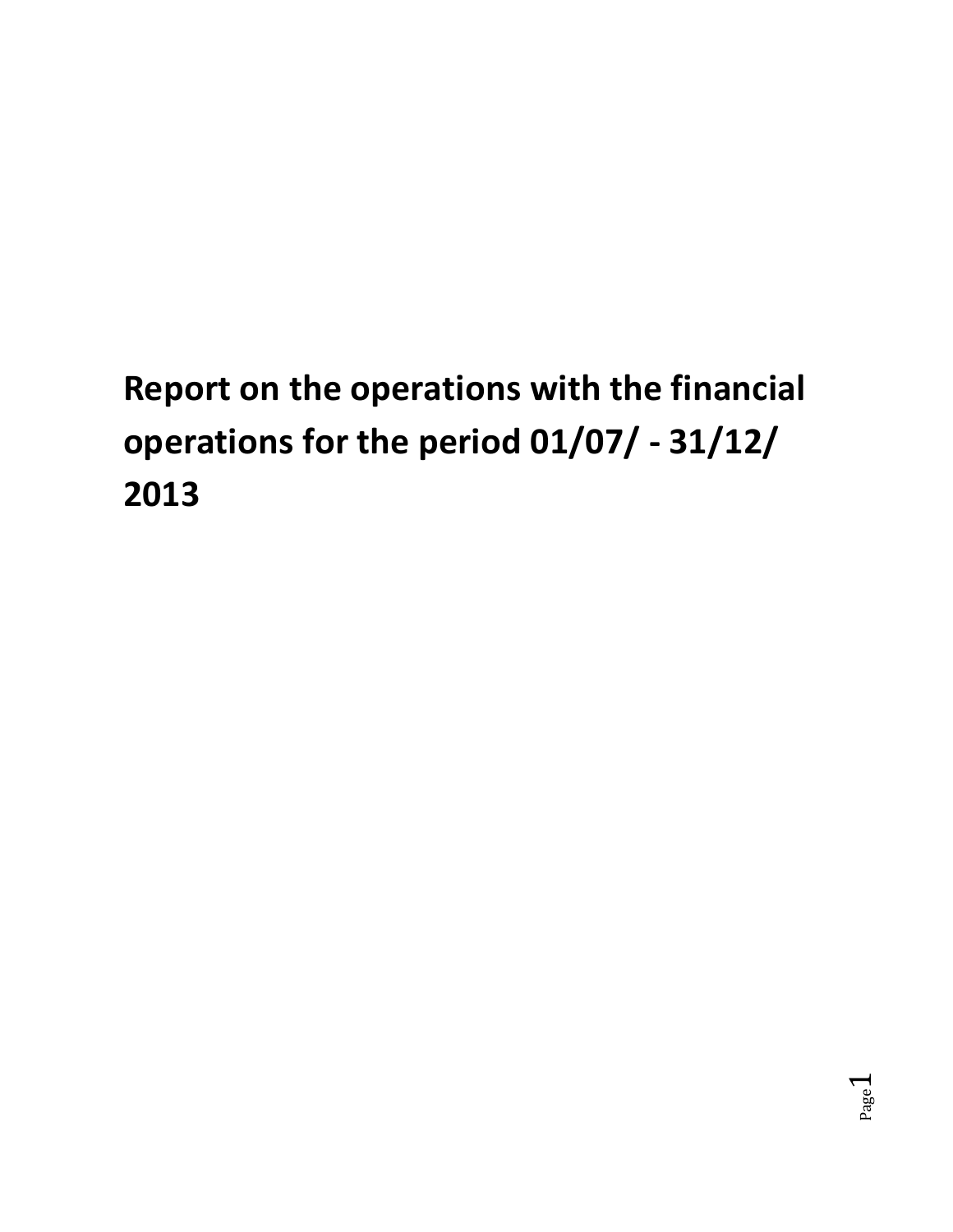# Report on the operations with the financial operations for the period 01/07/ - 31/12/ 2013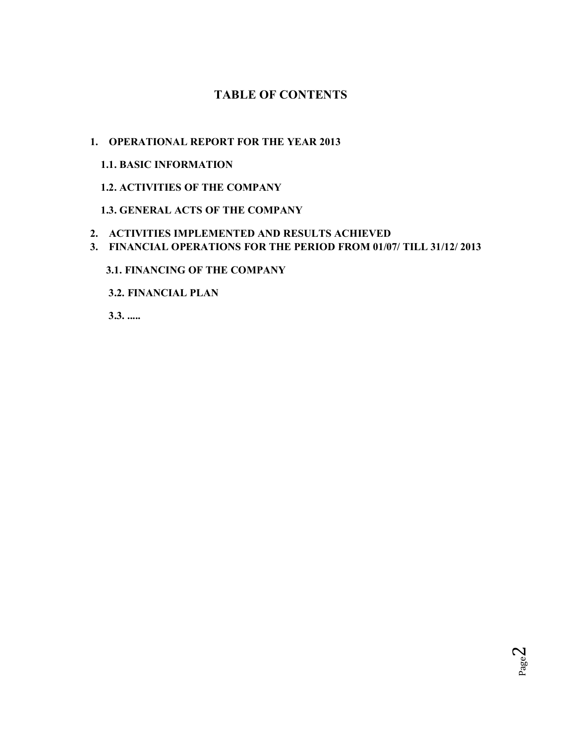# TABLE OF CONTENTS

1. **OPERATIONAL REPORT FOR THE YEAR 2013**

   **1.1. BASIC INFORMATION**

   **1.2. ACTIVITIES OF THE COMPANY**

   **1.3. GENERAL ACTS OF THE COMPANY**

2. **ACTIVITIES IMPLEMENTED AND RESULTS ACHIEVED**
3. **FINANCIAL OPERATIONS FOR THE PERIOD FROM 01/07/ TILL 31/12/ 2013**

   **3.1. FINANCING OF THE COMPANY**

   **3.2. FINANCIAL PLAN**

   **3.3. .....**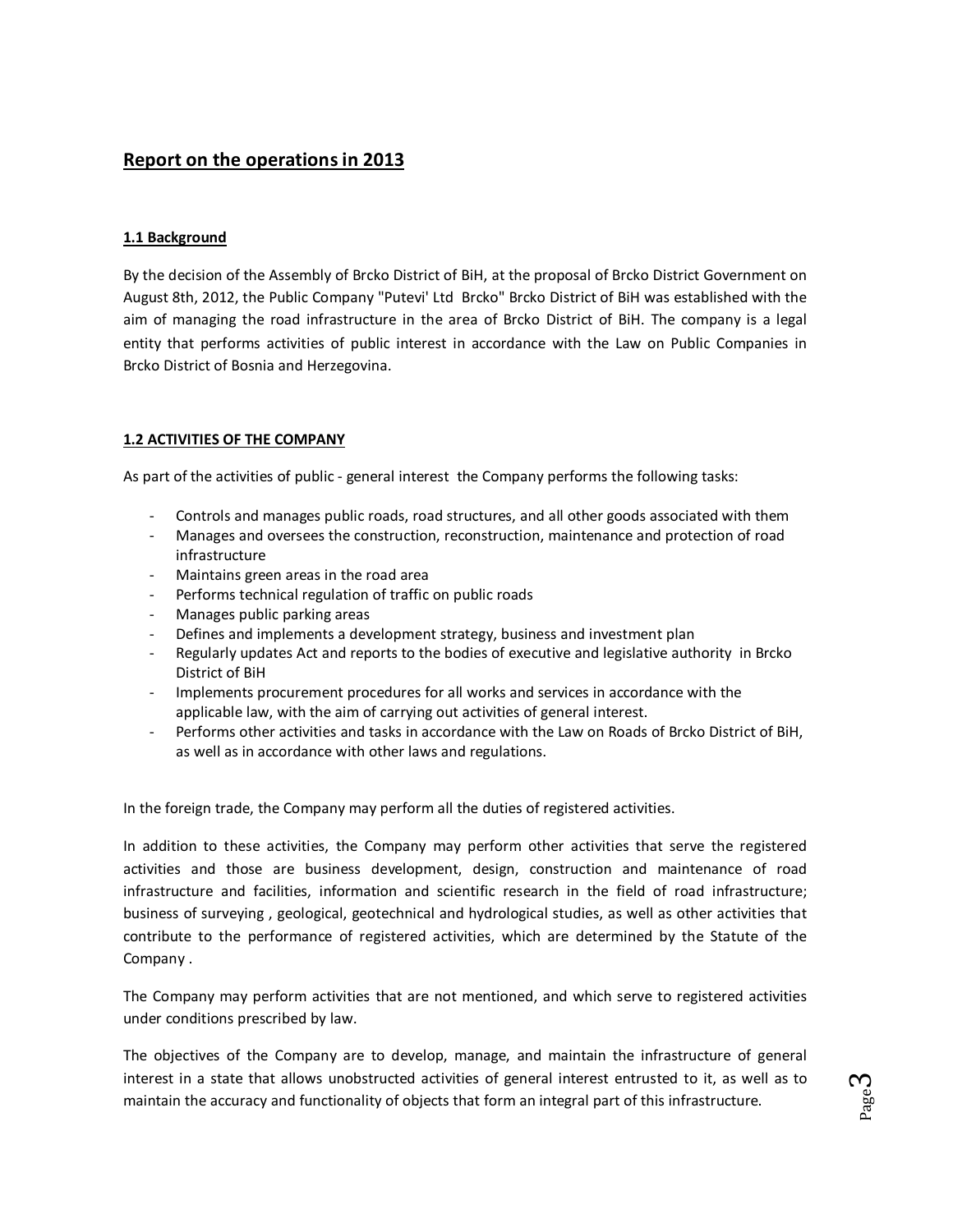# Report on the operations in 2013

## 1.1 Background

By the decision of the Assembly of Brcko District of BiH, at the proposal of Brcko District Government on August 8th, 2012, the Public Company "Putevi' Ltd Brcko" Brcko District of BiH was established with the aim of managing the road infrastructure in the area of Brcko District of BiH. The company is a legal entity that performs activities of public interest in accordance with the Law on Public Companies in Brcko District of Bosnia and Herzegovina.

## 1.2 ACTIVITIES OF THE COMPANY

As part of the activities of public - general interest the Company performs the following tasks:

- Controls and manages public roads, road structures, and all other goods associated with them
- Manages and oversees the construction, reconstruction, maintenance and protection of road infrastructure
- Maintains green areas in the road area
- Performs technical regulation of traffic on public roads
- Manages public parking areas
- Defines and implements a development strategy, business and investment plan
- Regularly updates Act and reports to the bodies of executive and legislative authority in Brcko District of BiH
- Implements procurement procedures for all works and services in accordance with the applicable law, with the aim of carrying out activities of general interest.
- Performs other activities and tasks in accordance with the Law on Roads of Brcko District of BiH, as well as in accordance with other laws and regulations.

In the foreign trade, the Company may perform all the duties of registered activities.

In addition to these activities, the Company may perform other activities that serve the registered activities and those are business development, design, construction and maintenance of road infrastructure and facilities, information and scientific research in the field of road infrastructure; business of surveying , geological, geotechnical and hydrological studies, as well as other activities that contribute to the performance of registered activities, which are determined by the Statute of the Company .

The Company may perform activities that are not mentioned, and which serve to registered activities under conditions prescribed by law.

The objectives of the Company are to develop, manage, and maintain the infrastructure of general interest in a state that allows unobstructed activities of general interest entrusted to it, as well as to maintain the accuracy and functionality of objects that form an integral part of this infrastructure.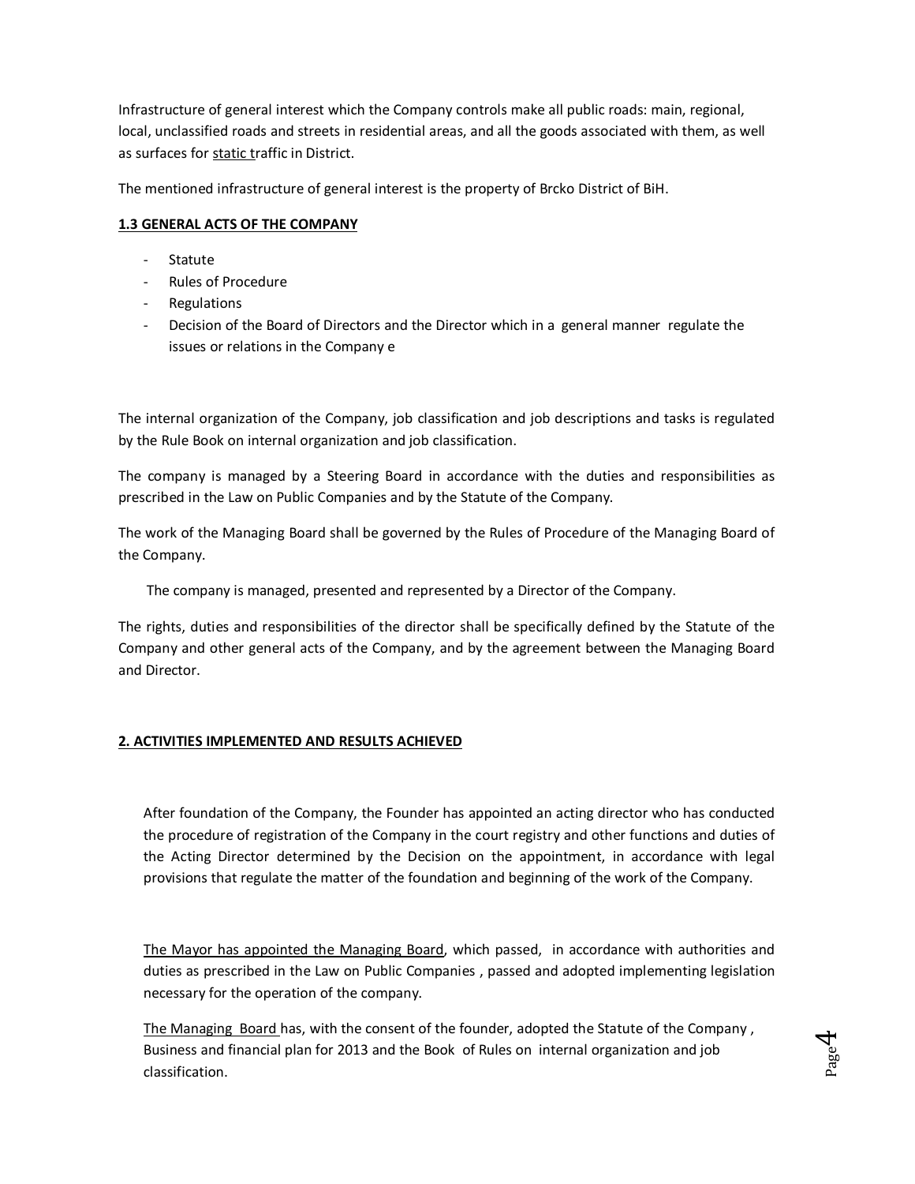Infrastructure of general interest which the Company controls make all public roads: main, regional, local, unclassified roads and streets in residential areas, and all the goods associated with them, as well as surfaces for static traffic in District.

The mentioned infrastructure of general interest is the property of Brcko District of BiH.

### 1.3 GENERAL ACTS OF THE COMPANY

- Statute
- Rules of Procedure
- Regulations
- Decision of the Board of Directors and the Director which in a general manner regulate the issues or relations in the Company e

The internal organization of the Company, job classification and job descriptions and tasks is regulated by the Rule Book on internal organization and job classification.

The company is managed by a Steering Board in accordance with the duties and responsibilities as prescribed in the Law on Public Companies and by the Statute of the Company.

The work of the Managing Board shall be governed by the Rules of Procedure of the Managing Board of the Company.

The company is managed, presented and represented by a Director of the Company.

The rights, duties and responsibilities of the director shall be specifically defined by the Statute of the Company and other general acts of the Company, and by the agreement between the Managing Board and Director.

## 2. ACTIVITIES IMPLEMENTED AND RESULTS ACHIEVED

After foundation of the Company, the Founder has appointed an acting director who has conducted the procedure of registration of the Company in the court registry and other functions and duties of the Acting Director determined by the Decision on the appointment, in accordance with legal provisions that regulate the matter of the foundation and beginning of the work of the Company.

The Mayor has appointed the Managing Board, which passed, in accordance with authorities and duties as prescribed in the Law on Public Companies , passed and adopted implementing legislation necessary for the operation of the company.

The Managing Board has, with the consent of the founder, adopted the Statute of the Company , Business and financial plan for 2013 and the Book of Rules on internal organization and job classification.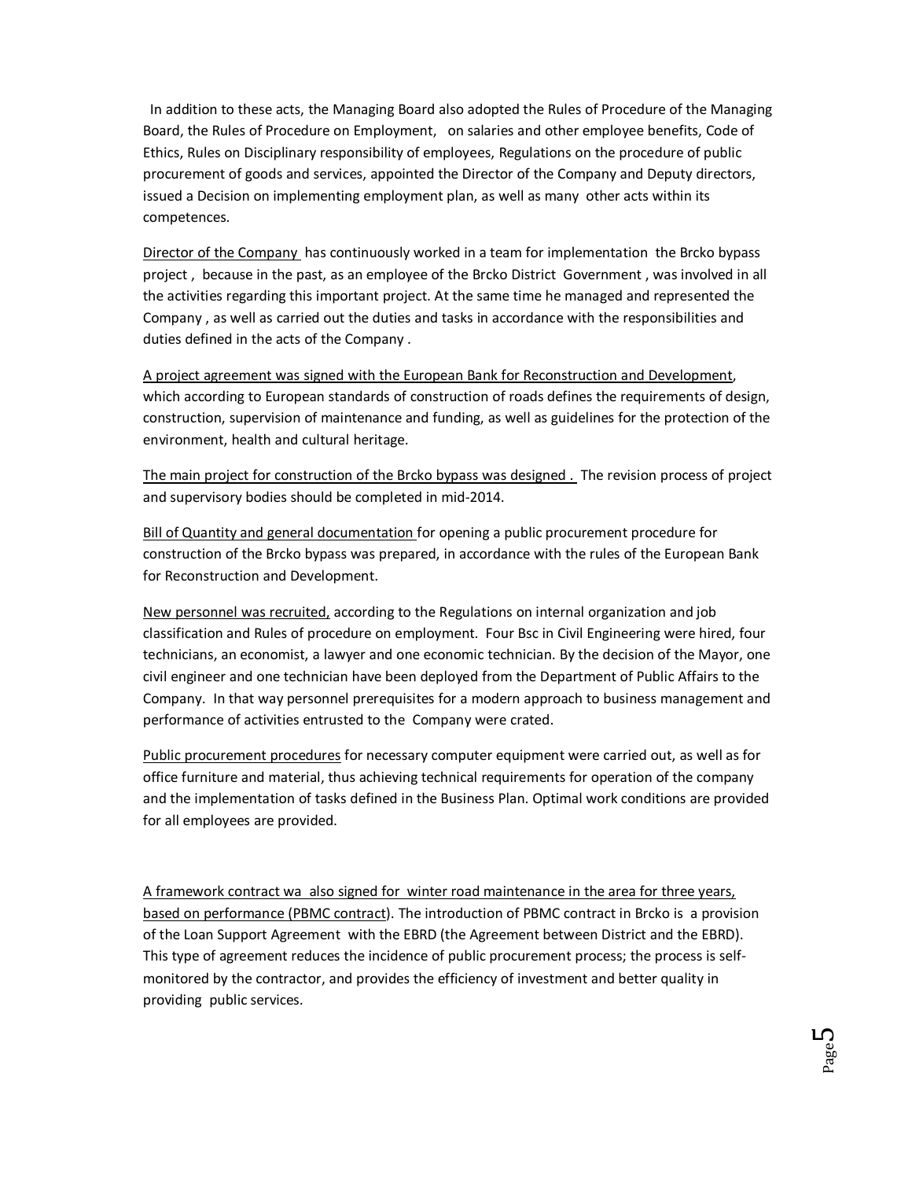In addition to these acts, the Managing Board also adopted the Rules of Procedure of the Managing Board, the Rules of Procedure on Employment, on salaries and other employee benefits, Code of Ethics, Rules on Disciplinary responsibility of employees, Regulations on the procedure of public procurement of goods and services, appointed the Director of the Company and Deputy directors, issued a Decision on implementing employment plan, as well as many other acts within its competences.

<u>Director of the Company</u> has continuously worked in a team for implementation the Brcko bypass project , because in the past, as an employee of the Brcko District Government , was involved in all the activities regarding this important project. At the same time he managed and represented the Company , as well as carried out the duties and tasks in accordance with the responsibilities and duties defined in the acts of the Company .

<u>A project agreement was signed with the European Bank for Reconstruction and Development</u>, which according to European standards of construction of roads defines the requirements of design, construction, supervision of maintenance and funding, as well as guidelines for the protection of the environment, health and cultural heritage.

<u>The main project for construction of the Brcko bypass was designed .</u> The revision process of project and supervisory bodies should be completed in mid-2014.

<u>Bill of Quantity and general documentation</u> for opening a public procurement procedure for construction of the Brcko bypass was prepared, in accordance with the rules of the European Bank for Reconstruction and Development.

<u>New personnel was recruited,</u> according to the Regulations on internal organization and job classification and Rules of procedure on employment. Four Bsc in Civil Engineering were hired, four technicians, an economist, a lawyer and one economic technician. By the decision of the Mayor, one civil engineer and one technician have been deployed from the Department of Public Affairs to the Company. In that way personnel prerequisites for a modern approach to business management and performance of activities entrusted to the Company were crated.

<u>Public procurement procedures</u> for necessary computer equipment were carried out, as well as for office furniture and material, thus achieving technical requirements for operation of the company and the implementation of tasks defined in the Business Plan. Optimal work conditions are provided for all employees are provided.

<u>A framework contract wa also signed for winter road maintenance in the area for three years, based on performance (PBMC contract</u>). The introduction of PBMC contract in Brcko is a provision of the Loan Support Agreement with the EBRD (the Agreement between District and the EBRD). This type of agreement reduces the incidence of public procurement process; the process is self-monitored by the contractor, and provides the efficiency of investment and better quality in providing public services.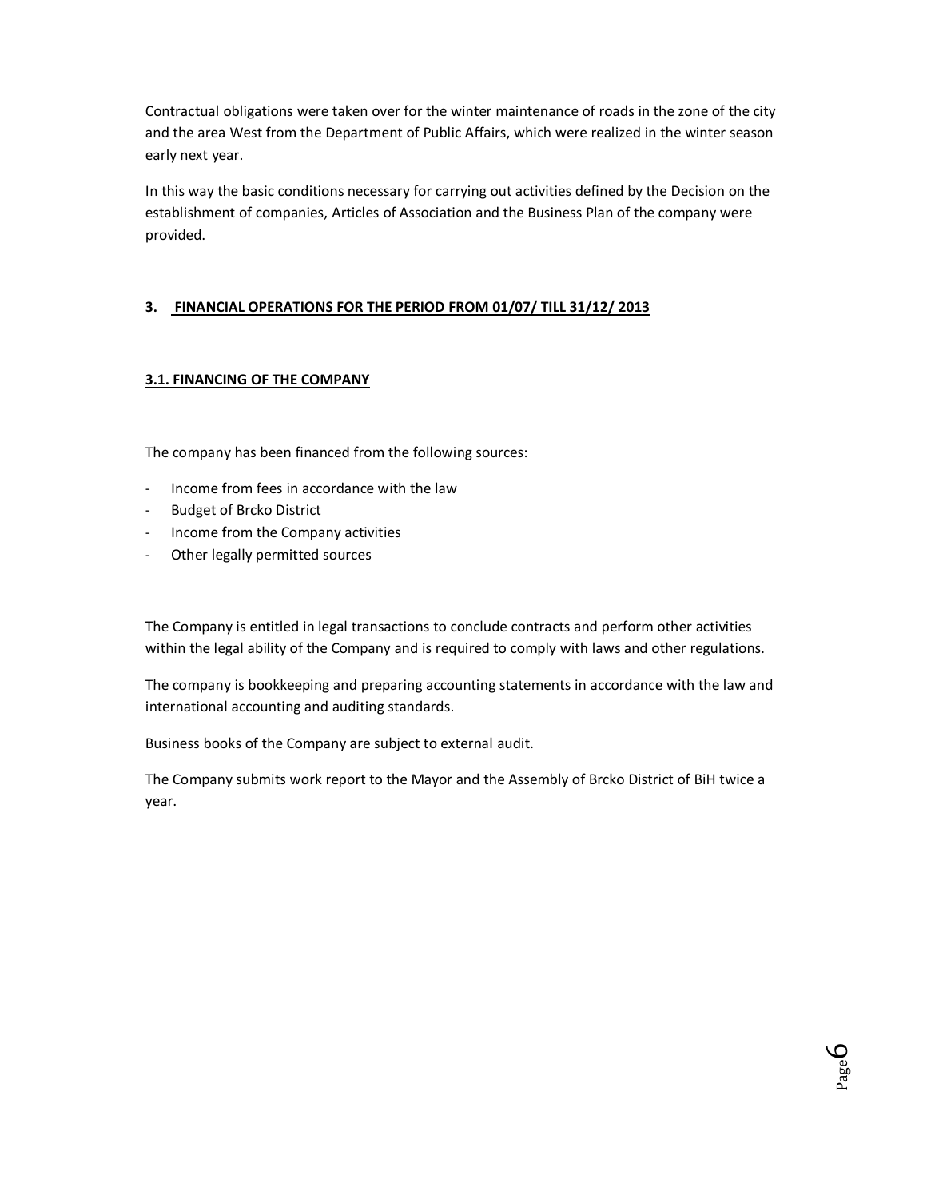Contractual obligations were taken over for the winter maintenance of roads in the zone of the city and the area West from the Department of Public Affairs, which were realized in the winter season early next year.

In this way the basic conditions necessary for carrying out activities defined by the Decision on the establishment of companies, Articles of Association and the Business Plan of the company were provided.

## 3. FINANCIAL OPERATIONS FOR THE PERIOD FROM 01/07/ TILL 31/12/ 2013

### 3.1. FINANCING OF THE COMPANY

The company has been financed from the following sources:

- Income from fees in accordance with the law
- Budget of Brcko District
- Income from the Company activities
- Other legally permitted sources

The Company is entitled in legal transactions to conclude contracts and perform other activities within the legal ability of the Company and is required to comply with laws and other regulations.

The company is bookkeeping and preparing accounting statements in accordance with the law and international accounting and auditing standards.

Business books of the Company are subject to external audit.

The Company submits work report to the Mayor and the Assembly of Brcko District of BiH twice a year.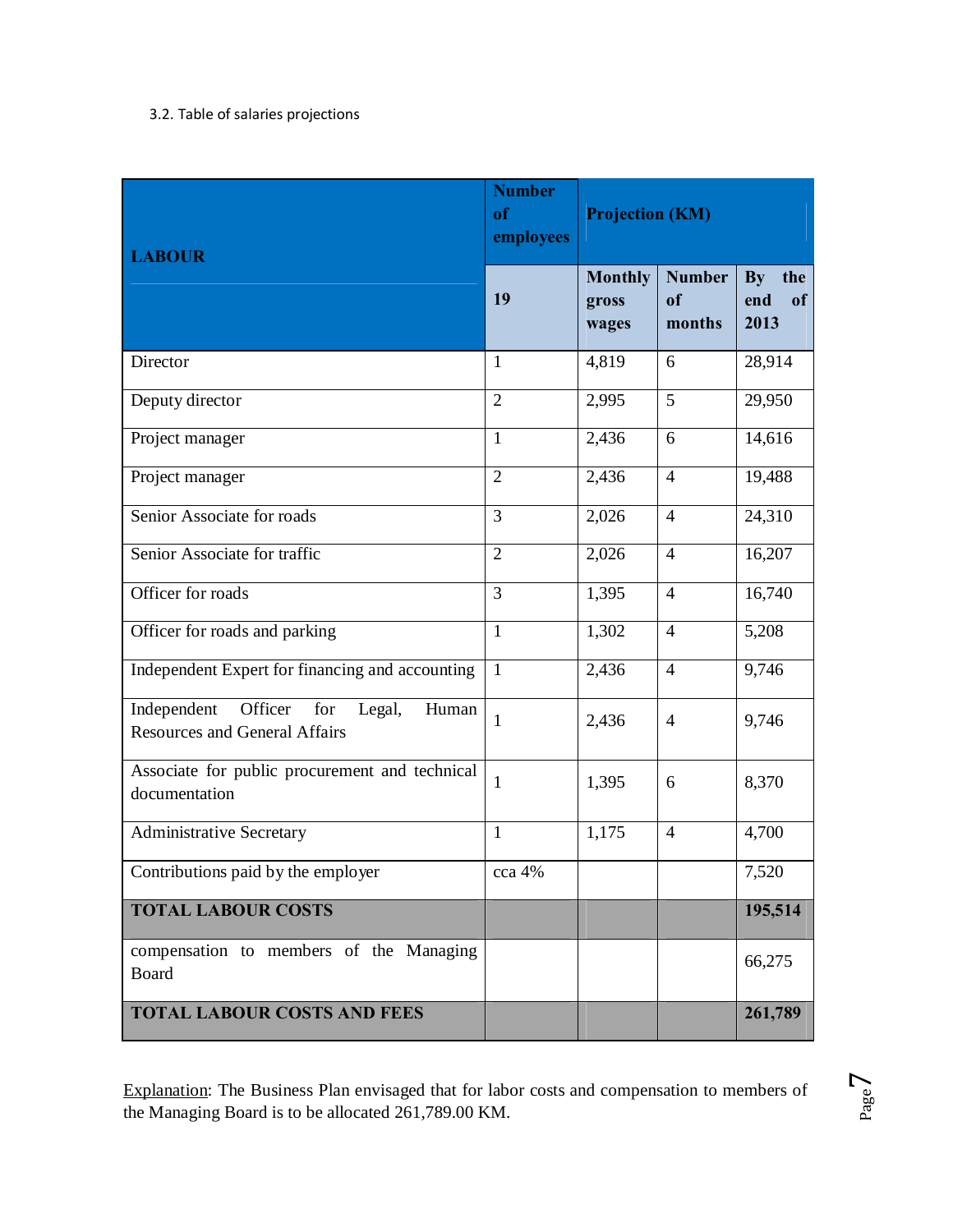3.2. Table of salaries projections

| LABOUR | Number of employees | Projection (KM) | | |
|---|---|---|---|---|
| | 19 | Monthly gross wages | Number of months | By the end of 2013 |
| Director | 1 | 4,819 | 6 | 28,914 |
| Deputy director | 2 | 2,995 | 5 | 29,950 |
| Project manager | 1 | 2,436 | 6 | 14,616 |
| Project manager | 2 | 2,436 | 4 | 19,488 |
| Senior Associate for roads | 3 | 2,026 | 4 | 24,310 |
| Senior Associate for traffic | 2 | 2,026 | 4 | 16,207 |
| Officer for roads | 3 | 1,395 | 4 | 16,740 |
| Officer for roads and parking | 1 | 1,302 | 4 | 5,208 |
| Independent Expert for financing and accounting | 1 | 2,436 | 4 | 9,746 |
| Independent Officer for Legal, Human Resources and General Affairs | 1 | 2,436 | 4 | 9,746 |
| Associate for public procurement and technical documentation | 1 | 1,395 | 6 | 8,370 |
| Administrative Secretary | 1 | 1,175 | 4 | 4,700 |
| Contributions paid by the employer | cca 4% | | | 7,520 |
| **TOTAL LABOUR COSTS** | | | | **195,514** |
| compensation to members of the Managing Board | | | | 66,275 |
| **TOTAL LABOUR COSTS AND FEES** | | | | **261,789** |

Explanation: The Business Plan envisaged that for labor costs and compensation to members of the Managing Board is to be allocated 261,789.00 KM.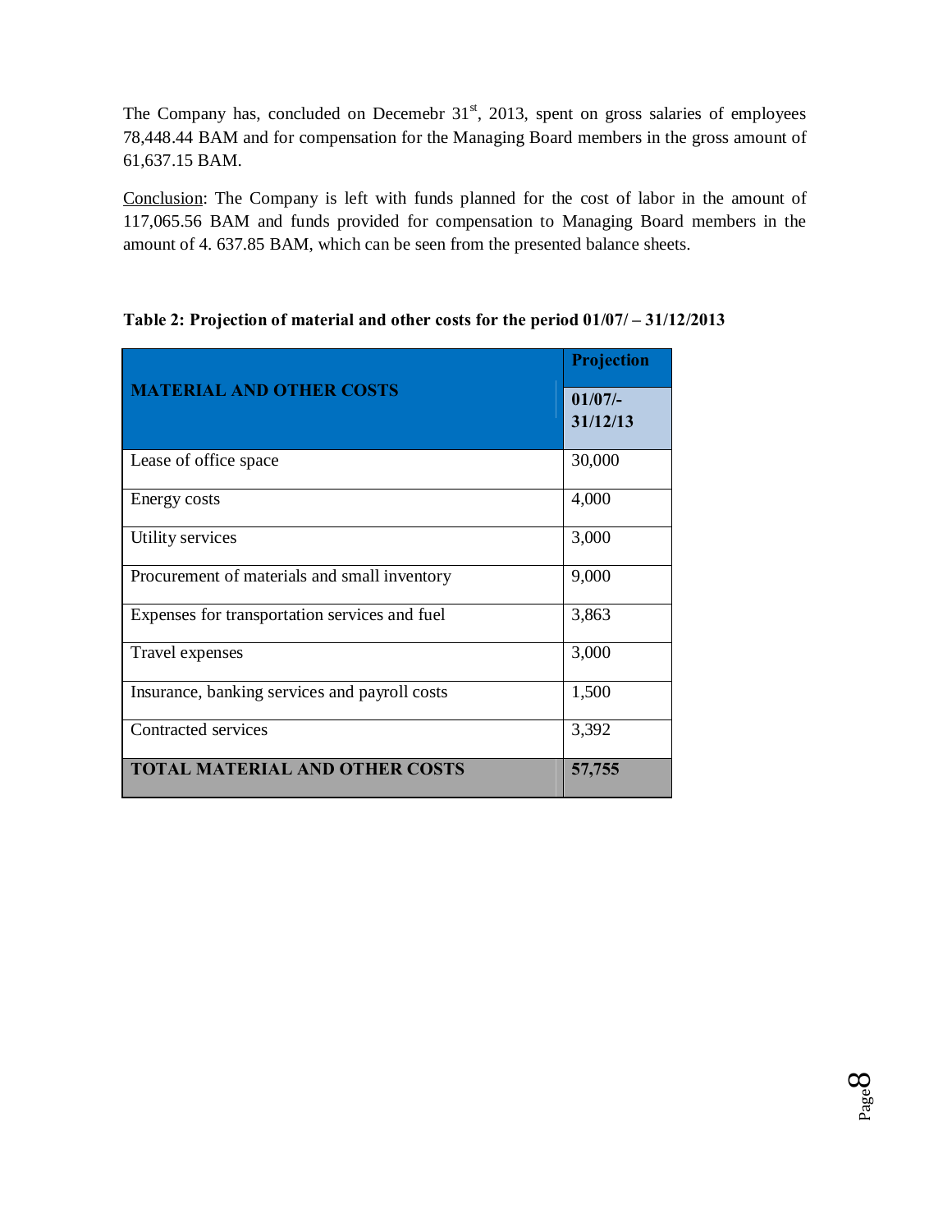The Company has, concluded on Decemebr 31st, 2013, spent on gross salaries of employees 78,448.44 BAM and for compensation for the Managing Board members in the gross amount of 61,637.15 BAM.

Conclusion: The Company is left with funds planned for the cost of labor in the amount of 117,065.56 BAM and funds provided for compensation to Managing Board members in the amount of 4. 637.85 BAM, which can be seen from the presented balance sheets.

**Table 2: Projection of material and other costs for the period 01/07/ – 31/12/2013**

| MATERIAL AND OTHER COSTS | Projection 01/07/-31/12/13 |
|---|---|
| Lease of office space | 30,000 |
| Energy costs | 4,000 |
| Utility services | 3,000 |
| Procurement of materials and small inventory | 9,000 |
| Expenses for transportation services and fuel | 3,863 |
| Travel expenses | 3,000 |
| Insurance, banking services and payroll costs | 1,500 |
| Contracted services | 3,392 |
| **TOTAL MATERIAL AND OTHER COSTS** | **57,755** |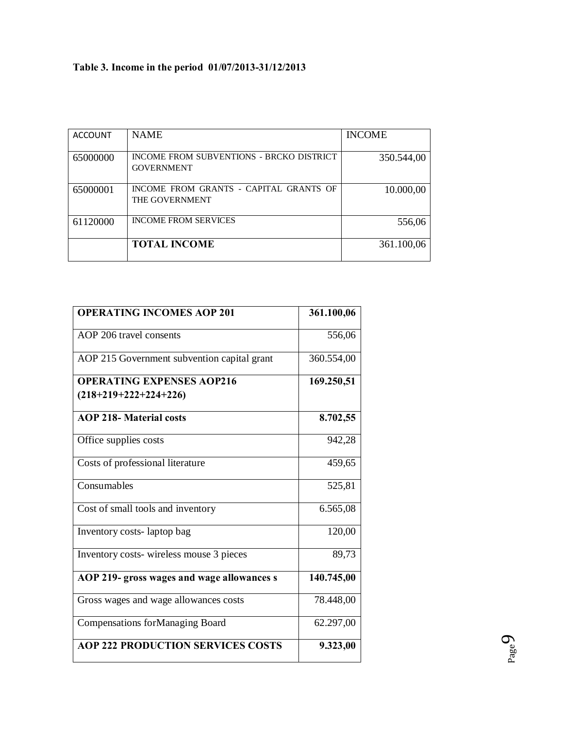**Table 3. Income in the period 01/07/2013-31/12/2013**

| ACCOUNT | NAME | INCOME |
|---|---|---|
| 65000000 | INCOME FROM SUBVENTIONS - BRCKO DISTRICT GOVERNMENT | 350.544,00 |
| 65000001 | INCOME FROM GRANTS - CAPITAL GRANTS OF THE GOVERNMENT | 10.000,00 |
| 61120000 | INCOME FROM SERVICES | 556,06 |
| | **TOTAL INCOME** | 361.100,06 |

| **OPERATING INCOMES AOP 201** | **361.100,06** |
|---|---|
| AOP 206 travel consents | 556,06 |
| AOP 215 Government subvention capital grant | 360.554,00 |
| **OPERATING EXPENSES AOP216 (218+219+222+224+226)** | **169.250,51** |
| **AOP 218- Material costs** | **8.702,55** |
| Office supplies costs | 942,28 |
| Costs of professional literature | 459,65 |
| Consumables | 525,81 |
| Cost of small tools and inventory | 6.565,08 |
| Inventory costs- laptop bag | 120,00 |
| Inventory costs- wireless mouse 3 pieces | 89,73 |
| **AOP 219- gross wages and wage allowances s** | **140.745,00** |
| Gross wages and wage allowances costs | 78.448,00 |
| Compensations forManaging Board | 62.297,00 |
| **AOP 222 PRODUCTION SERVICES COSTS** | **9.323,00** |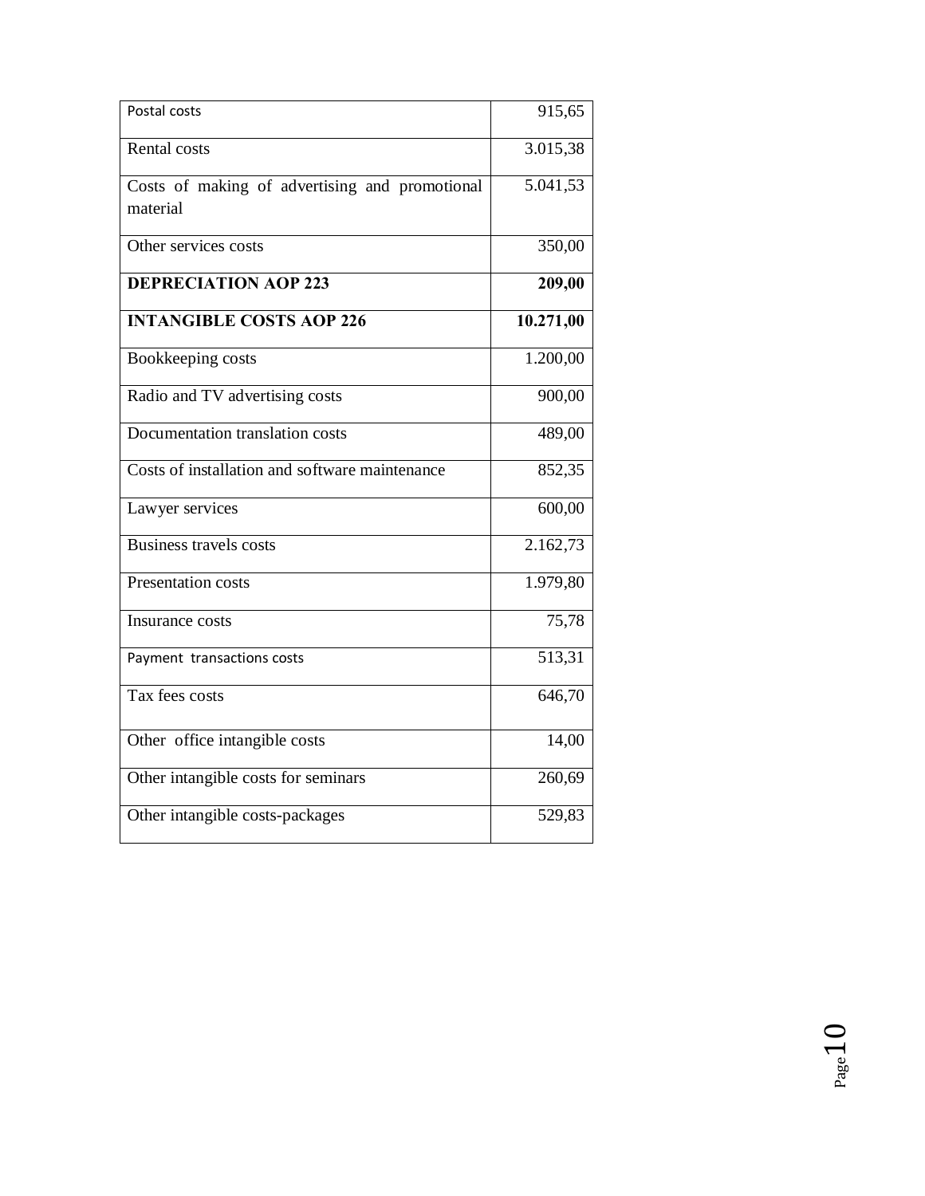| Postal costs | 915,65 |
| --- | --- |
| Rental costs | 3.015,38 |
| Costs of making of advertising and promotional material | 5.041,53 |
| Other services costs | 350,00 |
| **DEPRECIATION AOP 223** | **209,00** |
| **INTANGIBLE COSTS AOP 226** | **10.271,00** |
| Bookkeeping costs | 1.200,00 |
| Radio and TV advertising costs | 900,00 |
| Documentation translation costs | 489,00 |
| Costs of installation and software maintenance | 852,35 |
| Lawyer services | 600,00 |
| Business travels costs | 2.162,73 |
| Presentation costs | 1.979,80 |
| Insurance costs | 75,78 |
| Payment transactions costs | 513,31 |
| Tax fees costs | 646,70 |
| Other office intangible costs | 14,00 |
| Other intangible costs for seminars | 260,69 |
| Other intangible costs-packages | 529,83 |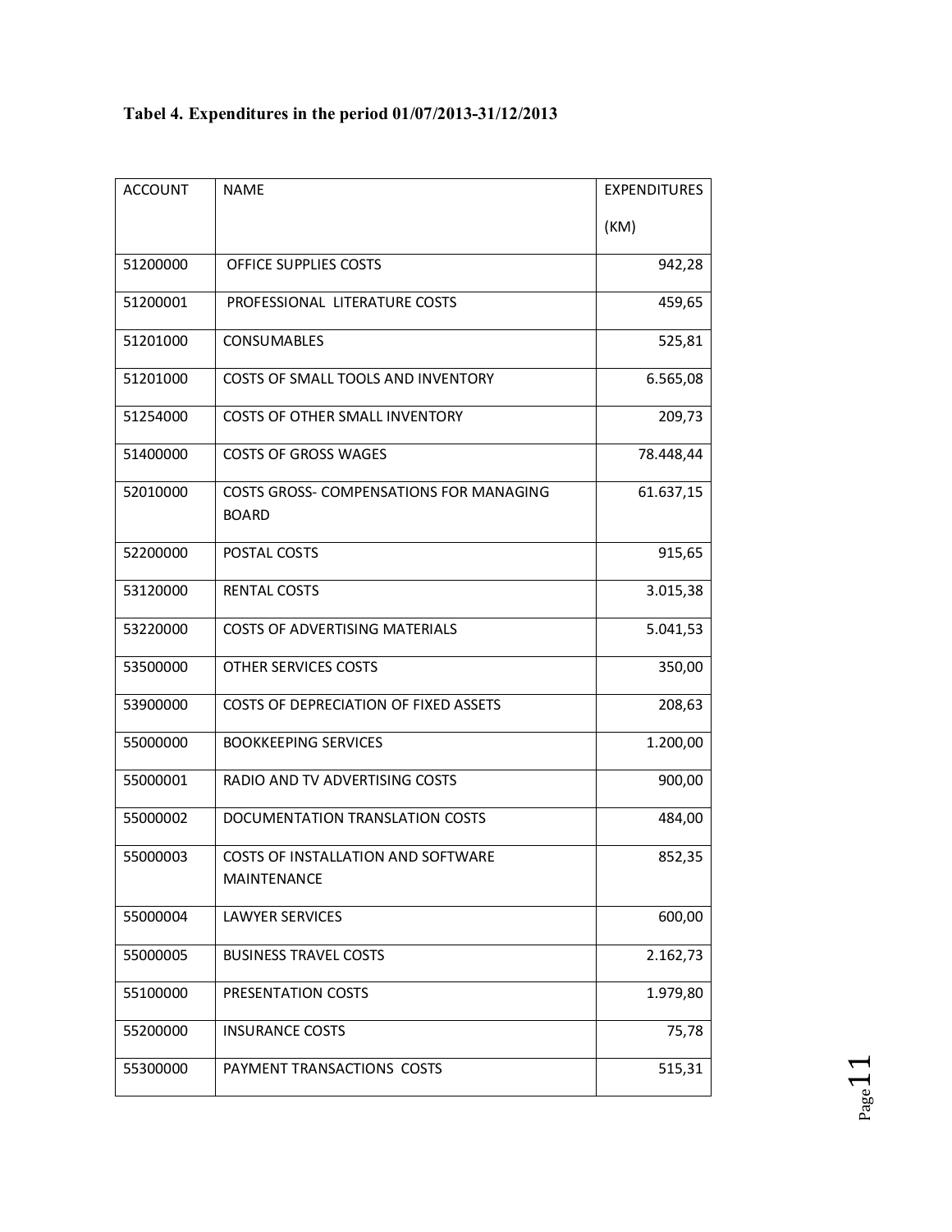**Tabel 4. Expenditures in the period 01/07/2013-31/12/2013**

| ACCOUNT | NAME | EXPENDITURES (KM) |
| --- | --- | --- |
| 51200000 | OFFICE SUPPLIES COSTS | 942,28 |
| 51200001 | PROFESSIONAL LITERATURE COSTS | 459,65 |
| 51201000 | CONSUMABLES | 525,81 |
| 51201000 | COSTS OF SMALL TOOLS AND INVENTORY | 6.565,08 |
| 51254000 | COSTS OF OTHER SMALL INVENTORY | 209,73 |
| 51400000 | COSTS OF GROSS WAGES | 78.448,44 |
| 52010000 | COSTS GROSS- COMPENSATIONS FOR MANAGING BOARD | 61.637,15 |
| 52200000 | POSTAL COSTS | 915,65 |
| 53120000 | RENTAL COSTS | 3.015,38 |
| 53220000 | COSTS OF ADVERTISING MATERIALS | 5.041,53 |
| 53500000 | OTHER SERVICES COSTS | 350,00 |
| 53900000 | COSTS OF DEPRECIATION OF FIXED ASSETS | 208,63 |
| 55000000 | BOOKKEEPING SERVICES | 1.200,00 |
| 55000001 | RADIO AND TV ADVERTISING COSTS | 900,00 |
| 55000002 | DOCUMENTATION TRANSLATION COSTS | 484,00 |
| 55000003 | COSTS OF INSTALLATION AND SOFTWARE MAINTENANCE | 852,35 |
| 55000004 | LAWYER SERVICES | 600,00 |
| 55000005 | BUSINESS TRAVEL COSTS | 2.162,73 |
| 55100000 | PRESENTATION COSTS | 1.979,80 |
| 55200000 | INSURANCE COSTS | 75,78 |
| 55300000 | PAYMENT TRANSACTIONS COSTS | 515,31 |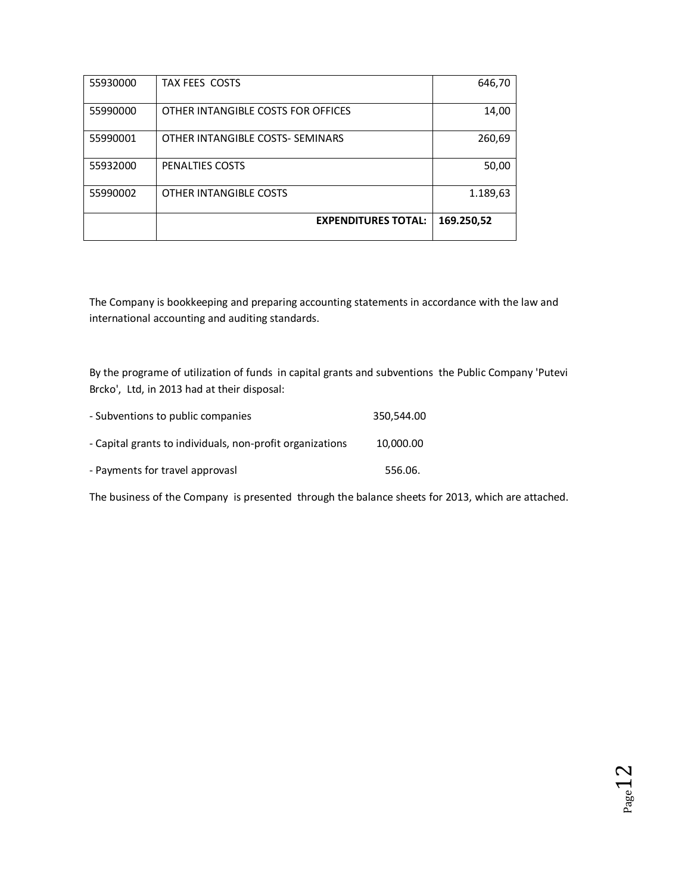| | | |
|---|---|---|
| 55930000 | TAX FEES COSTS | 646,70 |
| 55990000 | OTHER INTANGIBLE COSTS FOR OFFICES | 14,00 |
| 55990001 | OTHER INTANGIBLE COSTS- SEMINARS | 260,69 |
| 55932000 | PENALTIES COSTS | 50,00 |
| 55990002 | OTHER INTANGIBLE COSTS | 1.189,63 |
| | **EXPENDITURES TOTAL:** | **169.250,52** |

The Company is bookkeeping and preparing accounting statements in accordance with the law and international accounting and auditing standards.

By the programe of utilization of funds in capital grants and subventions the Public Company 'Putevi Brcko', Ltd, in 2013 had at their disposal:

- Subventions to public companies 350,544.00
- Capital grants to individuals, non-profit organizations 10,000.00
- Payments for travel approvasl 556.06.

The business of the Company is presented through the balance sheets for 2013, which are attached.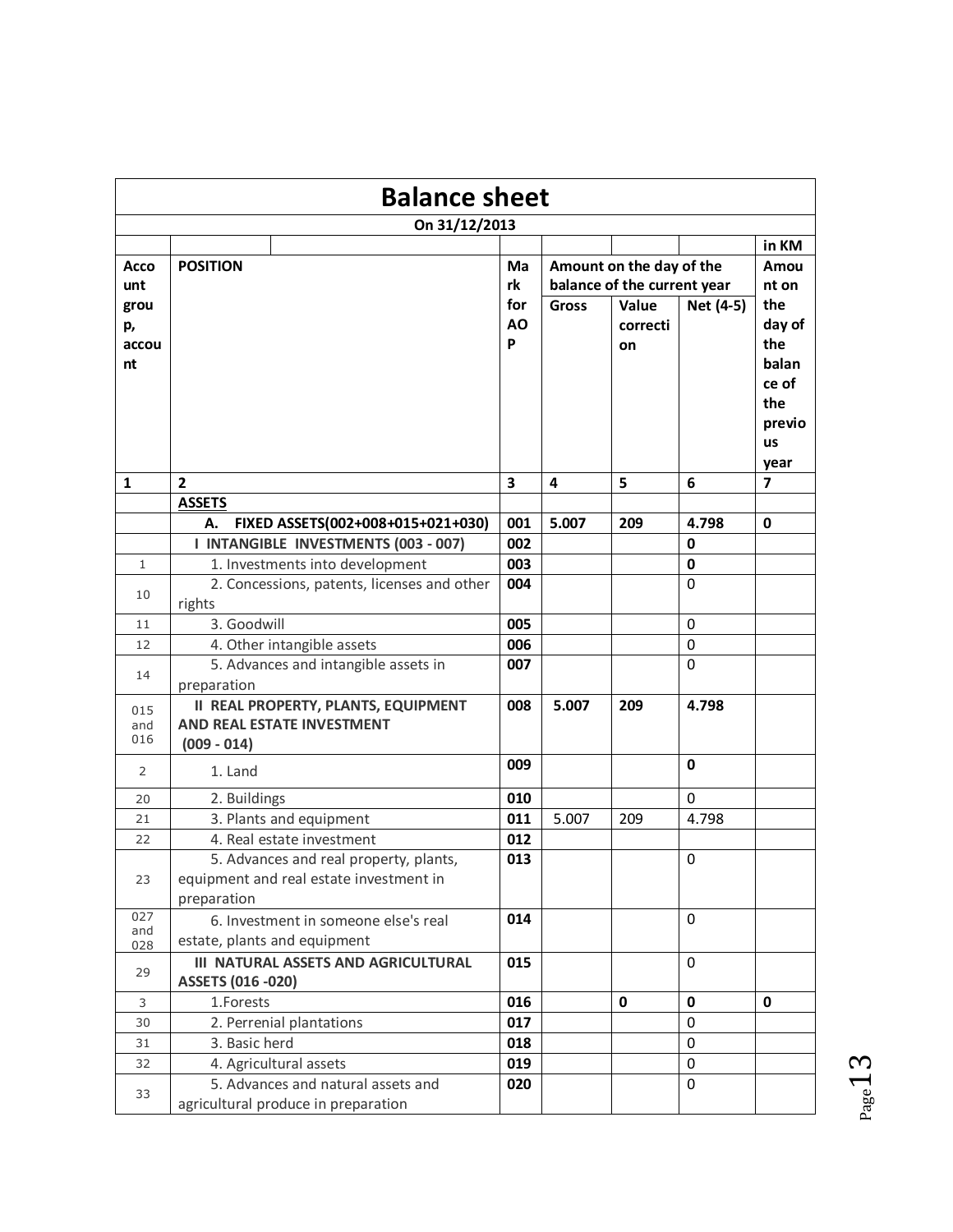# Balance sheet

**On 31/12/2013**

in KM

| Account group, account | POSITION | Mark for AOP | Amount on the day of the balance of the current year | | | Amount on the day of the balance of the previous year |
|---|---|---|---|---|---|---|
| | | | Gross | Value correction | Net (4-5) | |
| 1 | 2 | 3 | 4 | 5 | 6 | 7 |
| | **ASSETS** | | | | | |
| | **A. FIXED ASSETS(002+008+015+021+030)** | **001** | **5.007** | **209** | **4.798** | **0** |
| | **I INTANGIBLE INVESTMENTS (003 - 007)** | **002** | | | **0** | |
| 1 | 1. Investments into development | **003** | | | **0** | |
| 10 | 2. Concessions, patents, licenses and other rights | **004** | | | 0 | |
| 11 | 3. Goodwill | **005** | | | 0 | |
| 12 | 4. Other intangible assets | **006** | | | 0 | |
| 14 | 5. Advances and intangible assets in preparation | **007** | | | 0 | |
| 015 and 016 | **II REAL PROPERTY, PLANTS, EQUIPMENT AND REAL ESTATE INVESTMENT (009 - 014)** | **008** | **5.007** | **209** | **4.798** | |
| 2 | 1. Land | **009** | | | **0** | |
| 20 | 2. Buildings | **010** | | | 0 | |
| 21 | 3. Plants and equipment | **011** | 5.007 | 209 | 4.798 | |
| 22 | 4. Real estate investment | **012** | | | | |
| 23 | 5. Advances and real property, plants, equipment and real estate investment in preparation | **013** | | | 0 | |
| 027 and 028 | 6. Investment in someone else's real estate, plants and equipment | **014** | | | 0 | |
| 29 | **III NATURAL ASSETS AND AGRICULTURAL ASSETS (016 -020)** | **015** | | | 0 | |
| 3 | 1.Forests | **016** | | **0** | **0** | **0** |
| 30 | 2. Perrenial plantations | **017** | | | 0 | |
| 31 | 3. Basic herd | **018** | | | 0 | |
| 32 | 4. Agricultural assets | **019** | | | 0 | |
| 33 | 5. Advances and natural assets and agricultural produce in preparation | **020** | | | 0 | |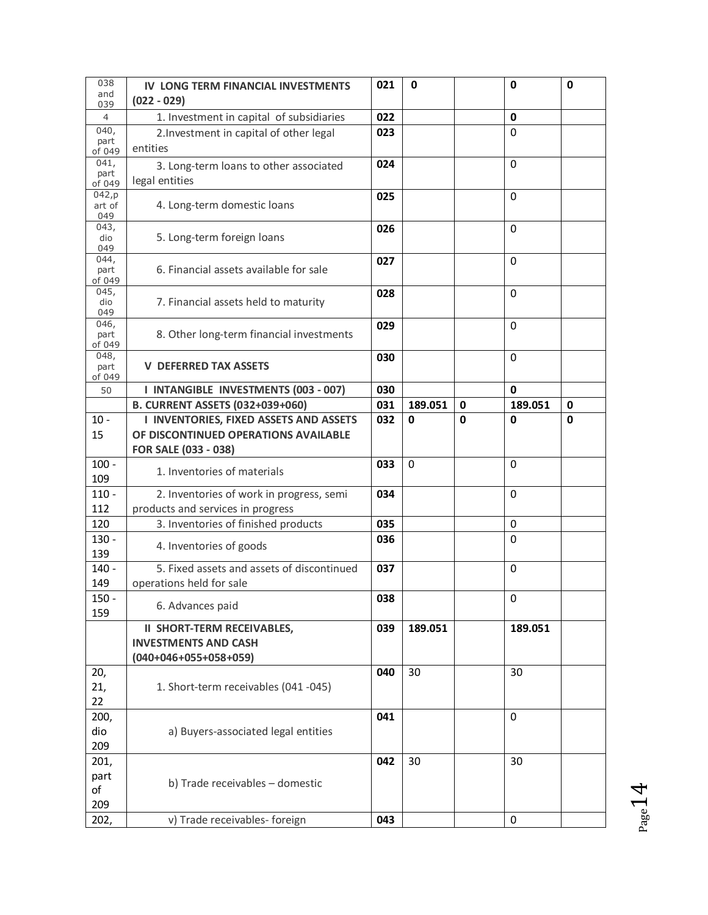| | | | | | | |
|---|---|---|---|---|---|---|
| 038 and 039 | **IV LONG TERM FINANCIAL INVESTMENTS (022 - 029)** | **021** | **0** | | **0** | **0** |
| 4 | 1. Investment in capital of subsidiaries | **022** | | | **0** | |
| 040, part of 049 | 2.Investment in capital of other legal entities | **023** | | | 0 | |
| 041, part of 049 | 3. Long-term loans to other associated legal entities | **024** | | | 0 | |
| 042,part of 049 | 4. Long-term domestic loans | **025** | | | 0 | |
| 043, dio 049 | 5. Long-term foreign loans | **026** | | | 0 | |
| 044, part of 049 | 6. Financial assets available for sale | **027** | | | 0 | |
| 045, dio 049 | 7. Financial assets held to maturity | **028** | | | 0 | |
| 046, part of 049 | 8. Other long-term financial investments | **029** | | | 0 | |
| 048, part of 049 | **V DEFERRED TAX ASSETS** | **030** | | | 0 | |
| 50 | **I INTANGIBLE INVESTMENTS (003 - 007)** | **030** | | | **0** | |
| | **B. CURRENT ASSETS (032+039+060)** | **031** | **189.051** | **0** | **189.051** | **0** |
| 10 - 15 | **I INVENTORIES, FIXED ASSETS AND ASSETS OF DISCONTINUED OPERATIONS AVAILABLE FOR SALE (033 - 038)** | **032** | **0** | **0** | **0** | **0** |
| 100 - 109 | 1. Inventories of materials | **033** | 0 | | 0 | |
| 110 - 112 | 2. Inventories of work in progress, semi products and services in progress | **034** | | | 0 | |
| 120 | 3. Inventories of finished products | **035** | | | 0 | |
| 130 - 139 | 4. Inventories of goods | **036** | | | 0 | |
| 140 - 149 | 5. Fixed assets and assets of discontinued operations held for sale | **037** | | | 0 | |
| 150 - 159 | 6. Advances paid | **038** | | | 0 | |
| | **II SHORT-TERM RECEIVABLES, INVESTMENTS AND CASH (040+046+055+058+059)** | **039** | **189.051** | | **189.051** | |
| 20, 21, 22 | 1. Short-term receivables (041 -045) | **040** | 30 | | 30 | |
| 200, dio 209 | a) Buyers-associated legal entities | **041** | | | 0 | |
| 201, part of 209 | b) Trade receivables – domestic | **042** | 30 | | 30 | |
| 202, | v) Trade receivables- foreign | **043** | | | 0 | |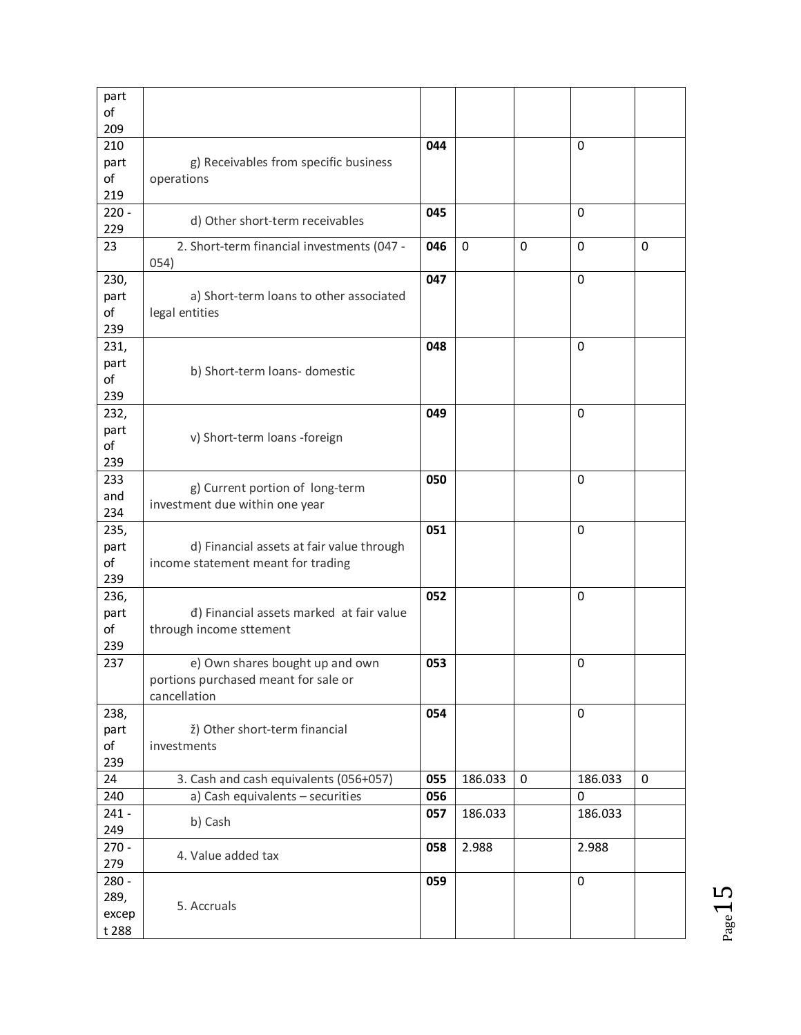| | | | | | | |
|---|---|---|---|---|---|---|
| part of 209 | | | | | | |
| 210 part of 219 | g) Receivables from specific business operations | **044** | | | 0 | |
| 220 - 229 | d) Other short-term receivables | **045** | | | 0 | |
| 23 | 2. Short-term financial investments (047 - 054) | **046** | 0 | 0 | 0 | 0 |
| 230, part of 239 | a) Short-term loans to other associated legal entities | **047** | | | 0 | |
| 231, part of 239 | b) Short-term loans- domestic | **048** | | | 0 | |
| 232, part of 239 | v) Short-term loans -foreign | **049** | | | 0 | |
| 233 and 234 | g) Current portion of long-term investment due within one year | **050** | | | 0 | |
| 235, part of 239 | d) Financial assets at fair value through income statement meant for trading | **051** | | | 0 | |
| 236, part of 239 | đ) Financial assets marked at fair value through income sttement | **052** | | | 0 | |
| 237 | e) Own shares bought up and own portions purchased meant for sale or cancellation | **053** | | | 0 | |
| 238, part of 239 | ž) Other short-term financial investments | **054** | | | 0 | |
| 24 | 3. Cash and cash equivalents (056+057) | **055** | 186.033 | 0 | 186.033 | 0 |
| 240 | a) Cash equivalents – securities | **056** | | | 0 | |
| 241 - 249 | b) Cash | **057** | 186.033 | | 186.033 | |
| 270 - 279 | 4. Value added tax | **058** | 2.988 | | 2.988 | |
| 280 - 289, except 288 | 5. Accruals | **059** | | | 0 | |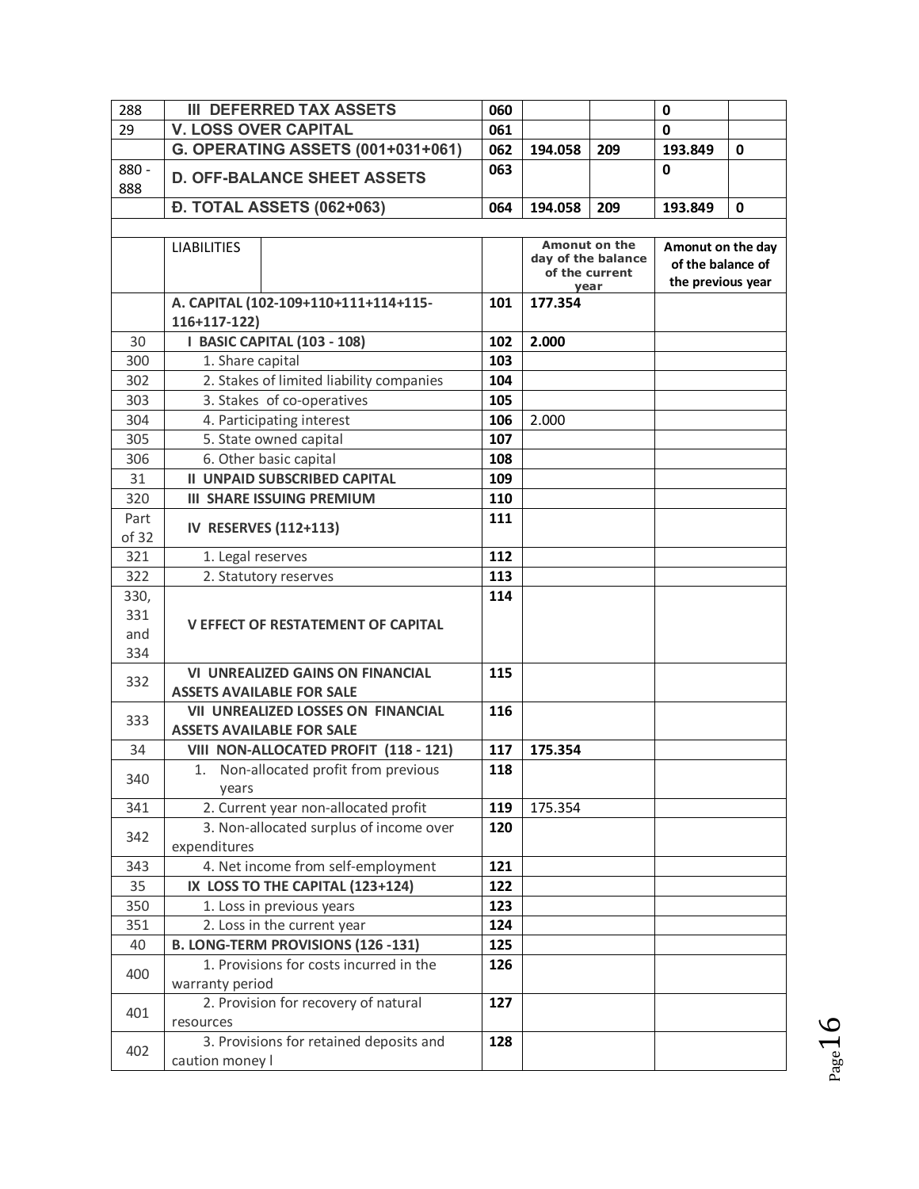| | | | | | | |
|---|---|---|---|---|---|---|
| 288 | **III DEFERRED TAX ASSETS** | **060** | | | **0** | |
| 29 | **V. LOSS OVER CAPITAL** | **061** | | | **0** | |
| | **G. OPERATING ASSETS (001+031+061)** | **062** | **194.058** | **209** | **193.849** | **0** |
| 880 - 888 | **D. OFF-BALANCE SHEET ASSETS** | **063** | | | **0** | |
| | **Đ. TOTAL ASSETS (062+063)** | **064** | **194.058** | **209** | **193.849** | **0** |

| | LIABILITIES | | Amonut on the day of the balance of the current year | Amonut on the day of the balance of the previous year |
|---|---|---|---|---|
| | **A. CAPITAL (102-109+110+111+114+115-116+117-122)** | **101** | **177.354** | |
| 30 | **I BASIC CAPITAL (103 - 108)** | **102** | **2.000** | |
| 300 | 1. Share capital | **103** | | |
| 302 | 2. Stakes of limited liability companies | **104** | | |
| 303 | 3. Stakes of co-operatives | **105** | | |
| 304 | 4. Participating interest | **106** | 2.000 | |
| 305 | 5. State owned capital | **107** | | |
| 306 | 6. Other basic capital | **108** | | |
| 31 | **II UNPAID SUBSCRIBED CAPITAL** | **109** | | |
| 320 | **III SHARE ISSUING PREMIUM** | **110** | | |
| Part of 32 | **IV RESERVES (112+113)** | **111** | | |
| 321 | 1. Legal reserves | **112** | | |
| 322 | 2. Statutory reserves | **113** | | |
| 330, 331 and 334 | **V EFFECT OF RESTATEMENT OF CAPITAL** | **114** | | |
| 332 | **VI UNREALIZED GAINS ON FINANCIAL ASSETS AVAILABLE FOR SALE** | **115** | | |
| 333 | **VII UNREALIZED LOSSES ON FINANCIAL ASSETS AVAILABLE FOR SALE** | **116** | | |
| 34 | **VIII NON-ALLOCATED PROFIT (118 - 121)** | **117** | **175.354** | |
| 340 | 1. Non-allocated profit from previous years | **118** | | |
| 341 | 2. Current year non-allocated profit | **119** | 175.354 | |
| 342 | 3. Non-allocated surplus of income over expenditures | **120** | | |
| 343 | 4. Net income from self-employment | **121** | | |
| 35 | **IX LOSS TO THE CAPITAL (123+124)** | **122** | | |
| 350 | 1. Loss in previous years | **123** | | |
| 351 | 2. Loss in the current year | **124** | | |
| 40 | **B. LONG-TERM PROVISIONS (126 -131)** | **125** | | |
| 400 | 1. Provisions for costs incurred in the warranty period | **126** | | |
| 401 | 2. Provision for recovery of natural resources | **127** | | |
| 402 | 3. Provisions for retained deposits and caution money l | **128** | | |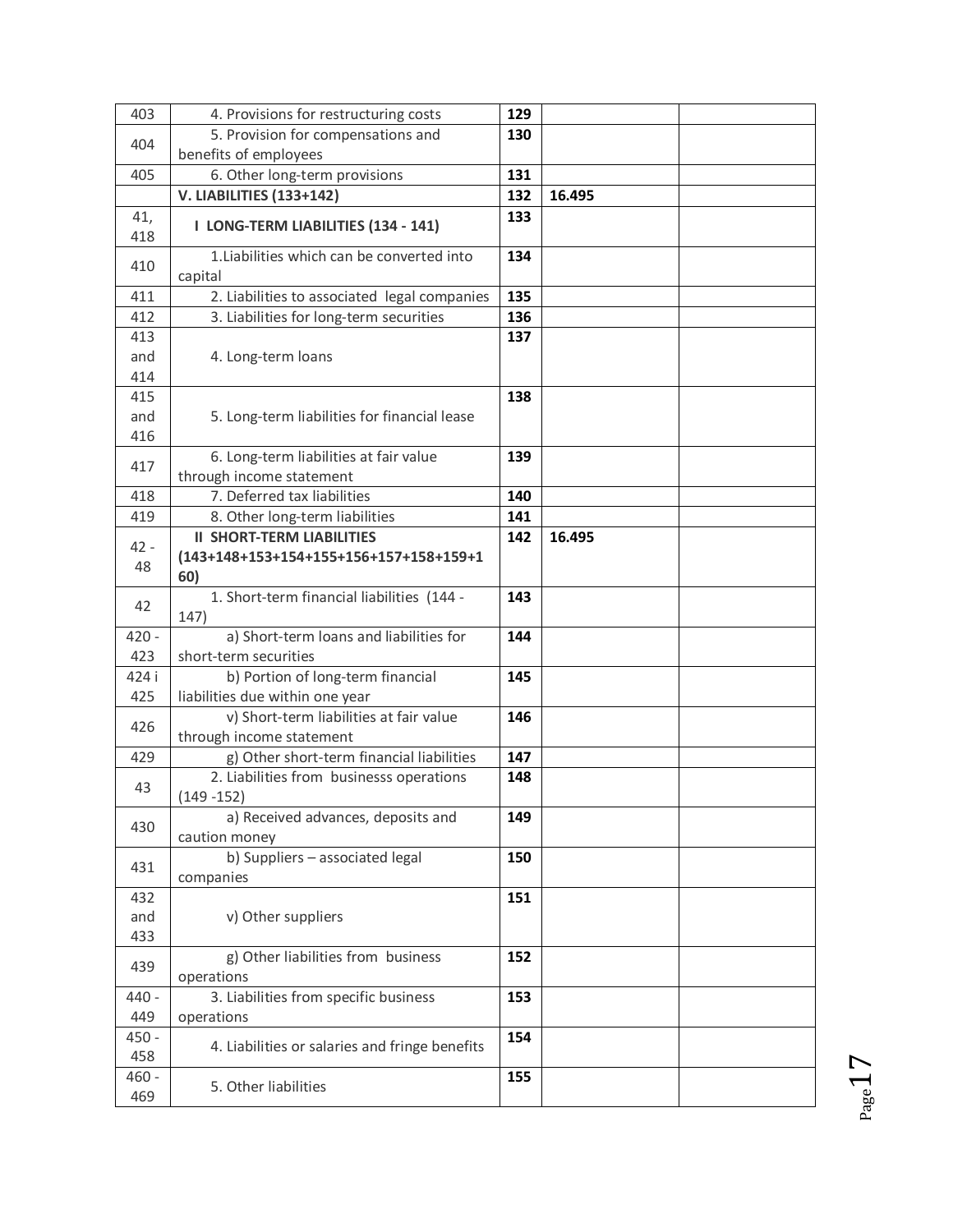| | | | | |
|---|---|---|---|---|
| 403 | 4. Provisions for restructuring costs | **129** | | |
| 404 | 5. Provision for compensations and benefits of employees | **130** | | |
| 405 | 6. Other long-term provisions | **131** | | |
| | **V. LIABILITIES (133+142)** | **132** | **16.495** | |
| 41, 418 | **I LONG-TERM LIABILITIES (134 - 141)** | **133** | | |
| 410 | 1.Liabilities which can be converted into capital | **134** | | |
| 411 | 2. Liabilities to associated legal companies | **135** | | |
| 412 | 3. Liabilities for long-term securities | **136** | | |
| 413 and 414 | 4. Long-term loans | **137** | | |
| 415 and 416 | 5. Long-term liabilities for financial lease | **138** | | |
| 417 | 6. Long-term liabilities at fair value through income statement | **139** | | |
| 418 | 7. Deferred tax liabilities | **140** | | |
| 419 | 8. Other long-term liabilities | **141** | | |
| 42 - 48 | **II SHORT-TERM LIABILITIES (143+148+153+154+155+156+157+158+159+160)** | **142** | **16.495** | |
| 42 | 1. Short-term financial liabilities (144 - 147) | **143** | | |
| 420 - 423 | a) Short-term loans and liabilities for short-term securities | **144** | | |
| 424 i 425 | b) Portion of long-term financial liabilities due within one year | **145** | | |
| 426 | v) Short-term liabilities at fair value through income statement | **146** | | |
| 429 | g) Other short-term financial liabilities | **147** | | |
| 43 | 2. Liabilities from businesss operations (149 -152) | **148** | | |
| 430 | a) Received advances, deposits and caution money | **149** | | |
| 431 | b) Suppliers – associated legal companies | **150** | | |
| 432 and 433 | v) Other suppliers | **151** | | |
| 439 | g) Other liabilities from business operations | **152** | | |
| 440 - 449 | 3. Liabilities from specific business operations | **153** | | |
| 450 - 458 | 4. Liabilities or salaries and fringe benefits | **154** | | |
| 460 - 469 | 5. Other liabilities | **155** | | |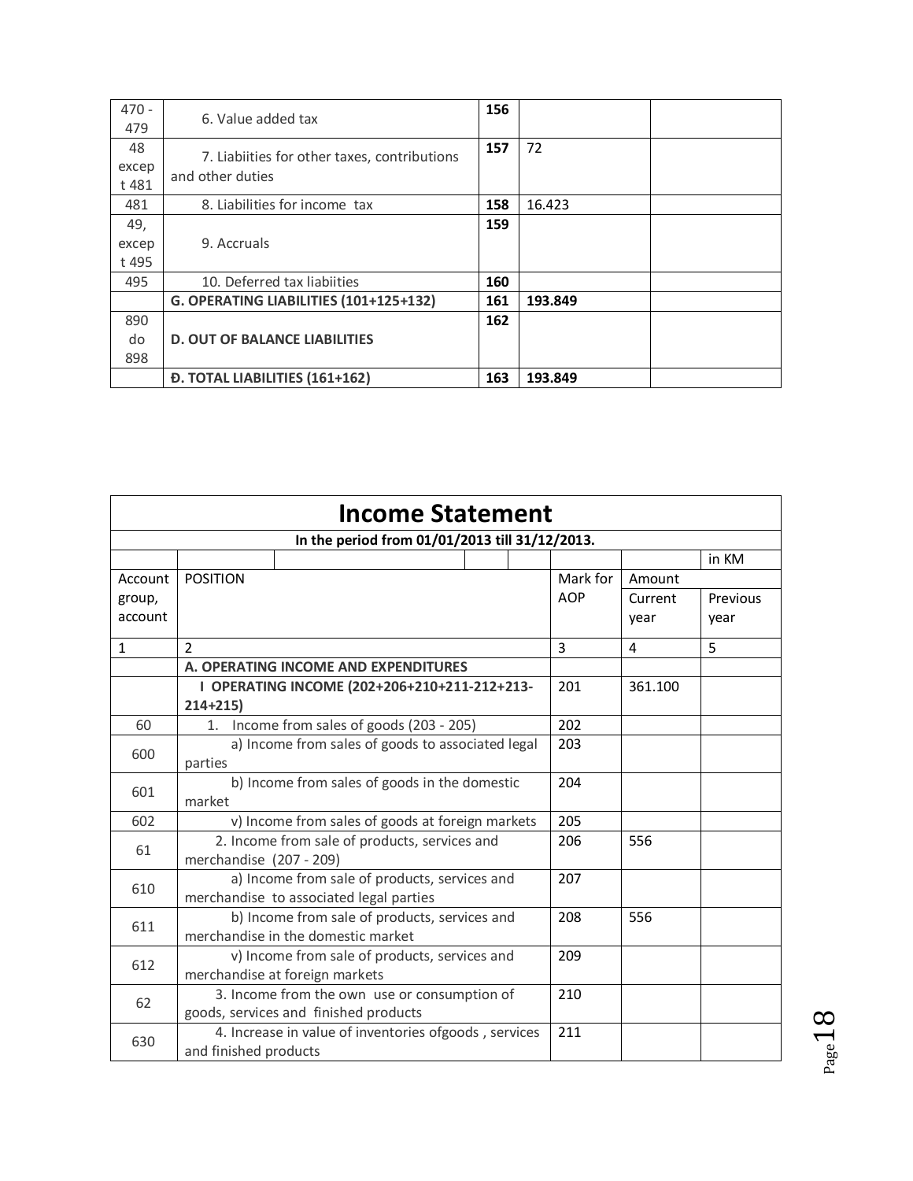| | | | | |
|---|---|---|---|---|
| 470 - 479 | 6. Value added tax | **156** | | |
| 48 except 481 | 7. Liabiities for other taxes, contributions and other duties | **157** | 72 | |
| 481 | 8. Liabilities for income tax | **158** | 16.423 | |
| 49, except 495 | 9. Accruals | **159** | | |
| 495 | 10. Deferred tax liabiities | **160** | | |
| | **G. OPERATING LIABILITIES (101+125+132)** | **161** | **193.849** | |
| 890 do 898 | **D. OUT OF BALANCE LIABILITIES** | **162** | | |
| | **Đ. TOTAL LIABILITIES (161+162)** | **163** | **193.849** | |

# Income Statement

**In the period from 01/01/2013 till 31/12/2013.**

| | | | | in KM |
|---|---|---|---|---|
| Account group, account | POSITION | Mark for AOP | Amount | |
| | | | Current year | Previous year |
| 1 | 2 | 3 | 4 | 5 |
| | **A. OPERATING INCOME AND EXPENDITURES** | | | |
| | **I OPERATING INCOME (202+206+210+211-212+213-214+215)** | 201 | 361.100 | |
| 60 | 1. Income from sales of goods (203 - 205) | 202 | | |
| 600 | a) Income from sales of goods to associated legal parties | 203 | | |
| 601 | b) Income from sales of goods in the domestic market | 204 | | |
| 602 | v) Income from sales of goods at foreign markets | 205 | | |
| 61 | 2. Income from sale of products, services and merchandise (207 - 209) | 206 | 556 | |
| 610 | a) Income from sale of products, services and merchandise to associated legal parties | 207 | | |
| 611 | b) Income from sale of products, services and merchandise in the domestic market | 208 | 556 | |
| 612 | v) Income from sale of products, services and merchandise at foreign markets | 209 | | |
| 62 | 3. Income from the own use or consumption of goods, services and finished products | 210 | | |
| 630 | 4. Increase in value of inventories ofgoods , services and finished products | 211 | | |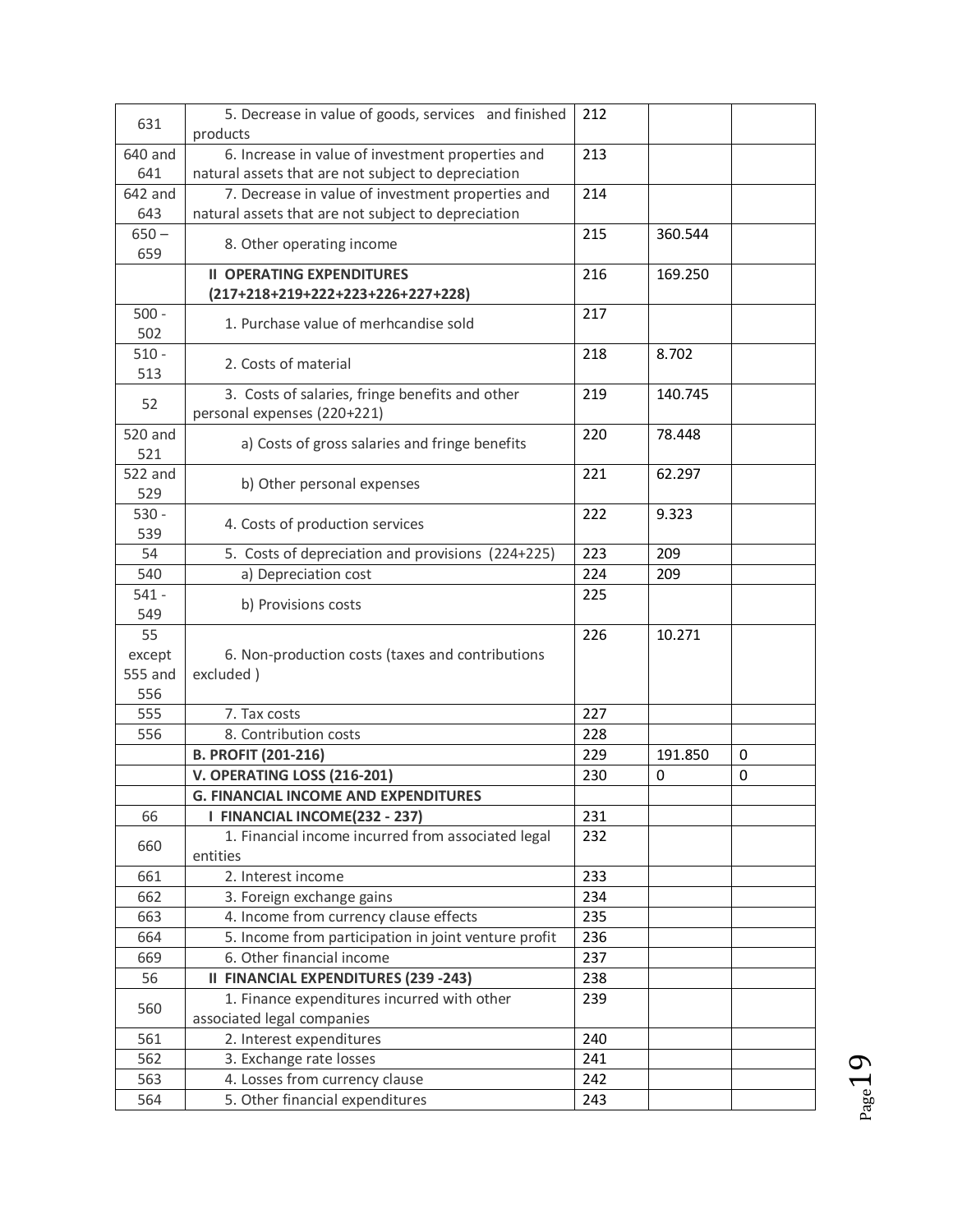| | | | | |
|---|---|---|---|---|
| 631 | 5. Decrease in value of goods, services and finished products | 212 | | |
| 640 and 641 | 6. Increase in value of investment properties and natural assets that are not subject to depreciation | 213 | | |
| 642 and 643 | 7. Decrease in value of investment properties and natural assets that are not subject to depreciation | 214 | | |
| 650 – 659 | 8. Other operating income | 215 | 360.544 | |
| | **II OPERATING EXPENDITURES (217+218+219+222+223+226+227+228)** | 216 | 169.250 | |
| 500 - 502 | 1. Purchase value of merhcandise sold | 217 | | |
| 510 - 513 | 2. Costs of material | 218 | 8.702 | |
| 52 | 3. Costs of salaries, fringe benefits and other personal expenses (220+221) | 219 | 140.745 | |
| 520 and 521 | a) Costs of gross salaries and fringe benefits | 220 | 78.448 | |
| 522 and 529 | b) Other personal expenses | 221 | 62.297 | |
| 530 - 539 | 4. Costs of production services | 222 | 9.323 | |
| 54 | 5. Costs of depreciation and provisions (224+225) | 223 | 209 | |
| 540 | a) Depreciation cost | 224 | 209 | |
| 541 - 549 | b) Provisions costs | 225 | | |
| 55 except 555 and 556 | 6. Non-production costs (taxes and contributions excluded ) | 226 | 10.271 | |
| 555 | 7. Tax costs | 227 | | |
| 556 | 8. Contribution costs | 228 | | |
| | **B. PROFIT (201-216)** | 229 | 191.850 | 0 |
| | **V. OPERATING LOSS (216-201)** | 230 | 0 | 0 |
| | **G. FINANCIAL INCOME AND EXPENDITURES** | | | |
| 66 | **I FINANCIAL INCOME(232 - 237)** | 231 | | |
| 660 | 1. Financial income incurred from associated legal entities | 232 | | |
| 661 | 2. Interest income | 233 | | |
| 662 | 3. Foreign exchange gains | 234 | | |
| 663 | 4. Income from currency clause effects | 235 | | |
| 664 | 5. Income from participation in joint venture profit | 236 | | |
| 669 | 6. Other financial income | 237 | | |
| 56 | **II FINANCIAL EXPENDITURES (239 -243)** | 238 | | |
| 560 | 1. Finance expenditures incurred with other associated legal companies | 239 | | |
| 561 | 2. Interest expenditures | 240 | | |
| 562 | 3. Exchange rate losses | 241 | | |
| 563 | 4. Losses from currency clause | 242 | | |
| 564 | 5. Other financial expenditures | 243 | | |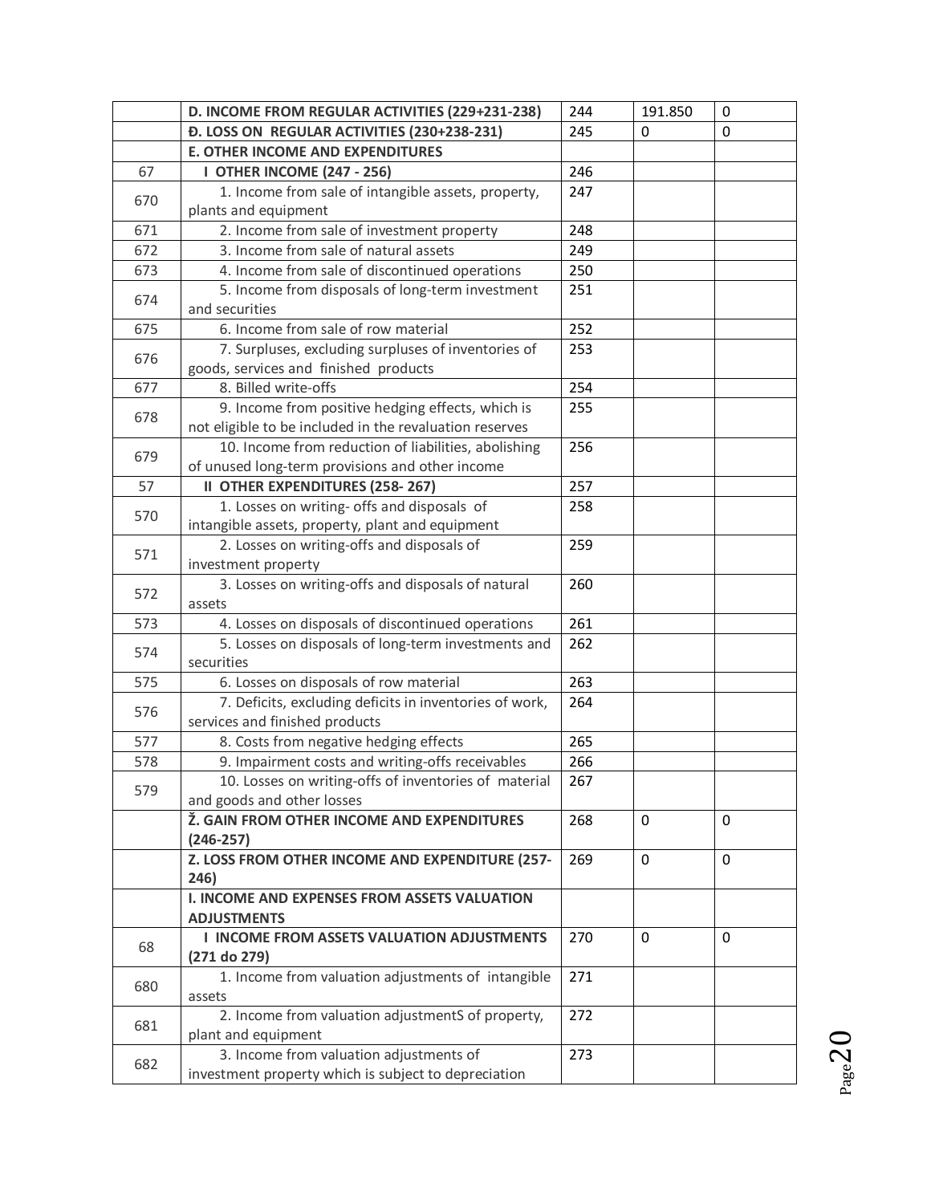| | | | | |
|---|---|---|---|---|
| | **D. INCOME FROM REGULAR ACTIVITIES (229+231-238)** | 244 | 191.850 | 0 |
| | **Đ. LOSS ON REGULAR ACTIVITIES (230+238-231)** | 245 | 0 | 0 |
| | **E. OTHER INCOME AND EXPENDITURES** | | | |
| 67 | **I OTHER INCOME (247 - 256)** | 246 | | |
| 670 | 1. Income from sale of intangible assets, property, plants and equipment | 247 | | |
| 671 | 2. Income from sale of investment property | 248 | | |
| 672 | 3. Income from sale of natural assets | 249 | | |
| 673 | 4. Income from sale of discontinued operations | 250 | | |
| 674 | 5. Income from disposals of long-term investment and securities | 251 | | |
| 675 | 6. Income from sale of row material | 252 | | |
| 676 | 7. Surpluses, excluding surpluses of inventories of goods, services and finished products | 253 | | |
| 677 | 8. Billed write-offs | 254 | | |
| 678 | 9. Income from positive hedging effects, which is not eligible to be included in the revaluation reserves | 255 | | |
| 679 | 10. Income from reduction of liabilities, abolishing of unused long-term provisions and other income | 256 | | |
| 57 | **II OTHER EXPENDITURES (258- 267)** | 257 | | |
| 570 | 1. Losses on writing- offs and disposals of intangible assets, property, plant and equipment | 258 | | |
| 571 | 2. Losses on writing-offs and disposals of investment property | 259 | | |
| 572 | 3. Losses on writing-offs and disposals of natural assets | 260 | | |
| 573 | 4. Losses on disposals of discontinued operations | 261 | | |
| 574 | 5. Losses on disposals of long-term investments and securities | 262 | | |
| 575 | 6. Losses on disposals of row material | 263 | | |
| 576 | 7. Deficits, excluding deficits in inventories of work, services and finished products | 264 | | |
| 577 | 8. Costs from negative hedging effects | 265 | | |
| 578 | 9. Impairment costs and writing-offs receivables | 266 | | |
| 579 | 10. Losses on writing-offs of inventories of material and goods and other losses | 267 | | |
| | **Ž. GAIN FROM OTHER INCOME AND EXPENDITURES (246-257)** | 268 | 0 | 0 |
| | **Z. LOSS FROM OTHER INCOME AND EXPENDITURE (257-246)** | 269 | 0 | 0 |
| | **I. INCOME AND EXPENSES FROM ASSETS VALUATION ADJUSTMENTS** | | | |
| 68 | **I INCOME FROM ASSETS VALUATION ADJUSTMENTS (271 do 279)** | 270 | 0 | 0 |
| 680 | 1. Income from valuation adjustments of intangible assets | 271 | | |
| 681 | 2. Income from valuation adjustmentS of property, plant and equipment | 272 | | |
| 682 | 3. Income from valuation adjustments of investment property which is subject to depreciation | 273 | | |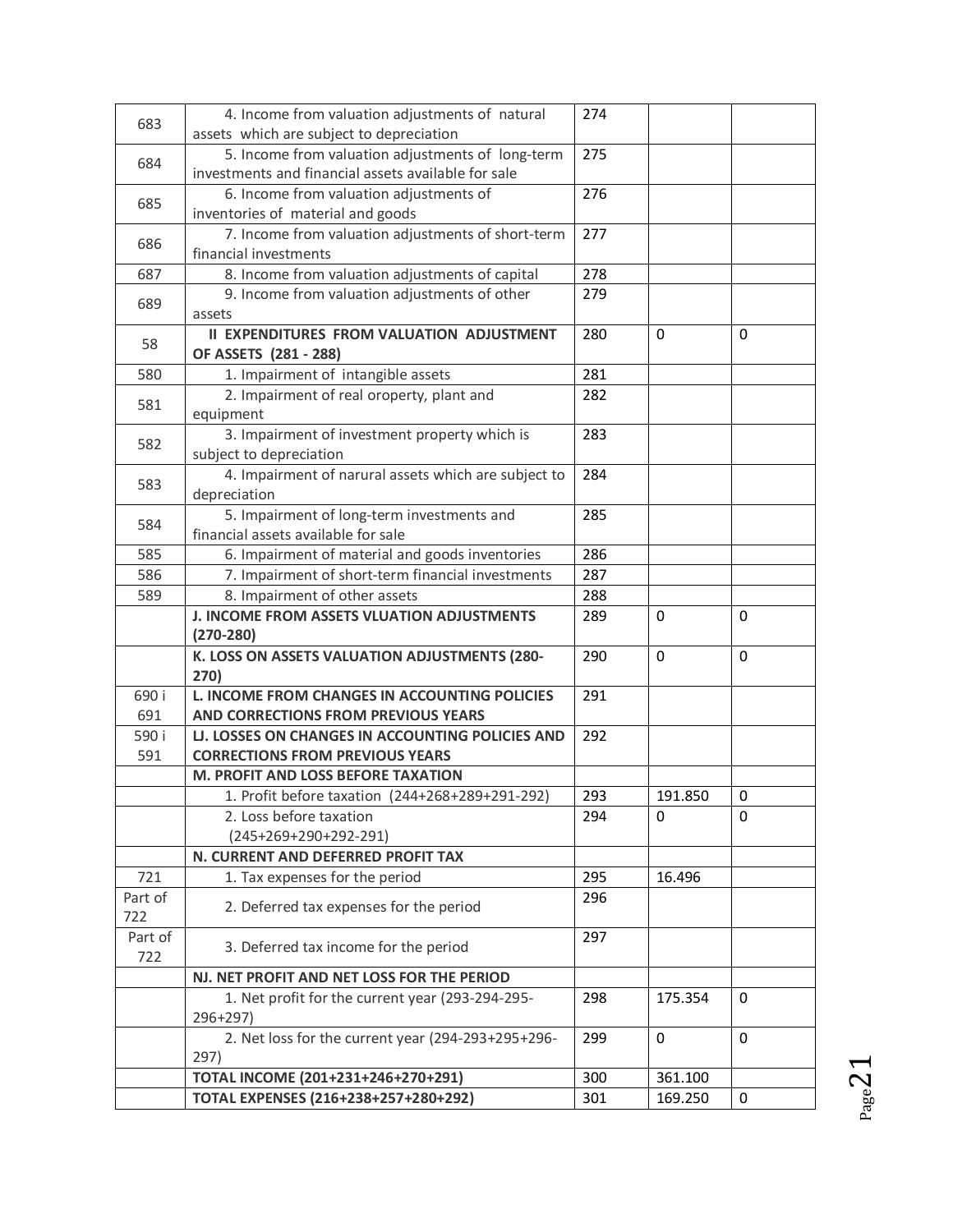| | | | | |
|---|---|---|---|---|
| 683 | 4. Income from valuation adjustments of natural assets which are subject to depreciation | 274 | | |
| 684 | 5. Income from valuation adjustments of long-term investments and financial assets available for sale | 275 | | |
| 685 | 6. Income from valuation adjustments of inventories of material and goods | 276 | | |
| 686 | 7. Income from valuation adjustments of short-term financial investments | 277 | | |
| 687 | 8. Income from valuation adjustments of capital | 278 | | |
| 689 | 9. Income from valuation adjustments of other assets | 279 | | |
| 58 | **II EXPENDITURES FROM VALUATION ADJUSTMENT OF ASSETS (281 - 288)** | 280 | 0 | 0 |
| 580 | 1. Impairment of intangible assets | 281 | | |
| 581 | 2. Impairment of real oroperty, plant and equipment | 282 | | |
| 582 | 3. Impairment of investment property which is subject to depreciation | 283 | | |
| 583 | 4. Impairment of narural assets which are subject to depreciation | 284 | | |
| 584 | 5. Impairment of long-term investments and financial assets available for sale | 285 | | |
| 585 | 6. Impairment of material and goods inventories | 286 | | |
| 586 | 7. Impairment of short-term financial investments | 287 | | |
| 589 | 8. Impairment of other assets | 288 | | |
| | **J. INCOME FROM ASSETS VLUATION ADJUSTMENTS (270-280)** | 289 | 0 | 0 |
| | **K. LOSS ON ASSETS VALUATION ADJUSTMENTS (280-270)** | 290 | 0 | 0 |
| 690 i 691 | **L. INCOME FROM CHANGES IN ACCOUNTING POLICIES AND CORRECTIONS FROM PREVIOUS YEARS** | 291 | | |
| 590 i 591 | **LJ. LOSSES ON CHANGES IN ACCOUNTING POLICIES AND CORRECTIONS FROM PREVIOUS YEARS** | 292 | | |
| | **M. PROFIT AND LOSS BEFORE TAXATION** | | | |
| | 1. Profit before taxation (244+268+289+291-292) | 293 | 191.850 | 0 |
| | 2. Loss before taxation (245+269+290+292-291) | 294 | 0 | 0 |
| | **N. CURRENT AND DEFERRED PROFIT TAX** | | | |
| 721 | 1. Tax expenses for the period | 295 | 16.496 | |
| Part of 722 | 2. Deferred tax expenses for the period | 296 | | |
| Part of 722 | 3. Deferred tax income for the period | 297 | | |
| | **NJ. NET PROFIT AND NET LOSS FOR THE PERIOD** | | | |
| | 1. Net profit for the current year (293-294-295-296+297) | 298 | 175.354 | 0 |
| | 2. Net loss for the current year (294-293+295+296-297) | 299 | 0 | 0 |
| | **TOTAL INCOME (201+231+246+270+291)** | 300 | 361.100 | |
| | **TOTAL EXPENSES (216+238+257+280+292)** | 301 | 169.250 | 0 |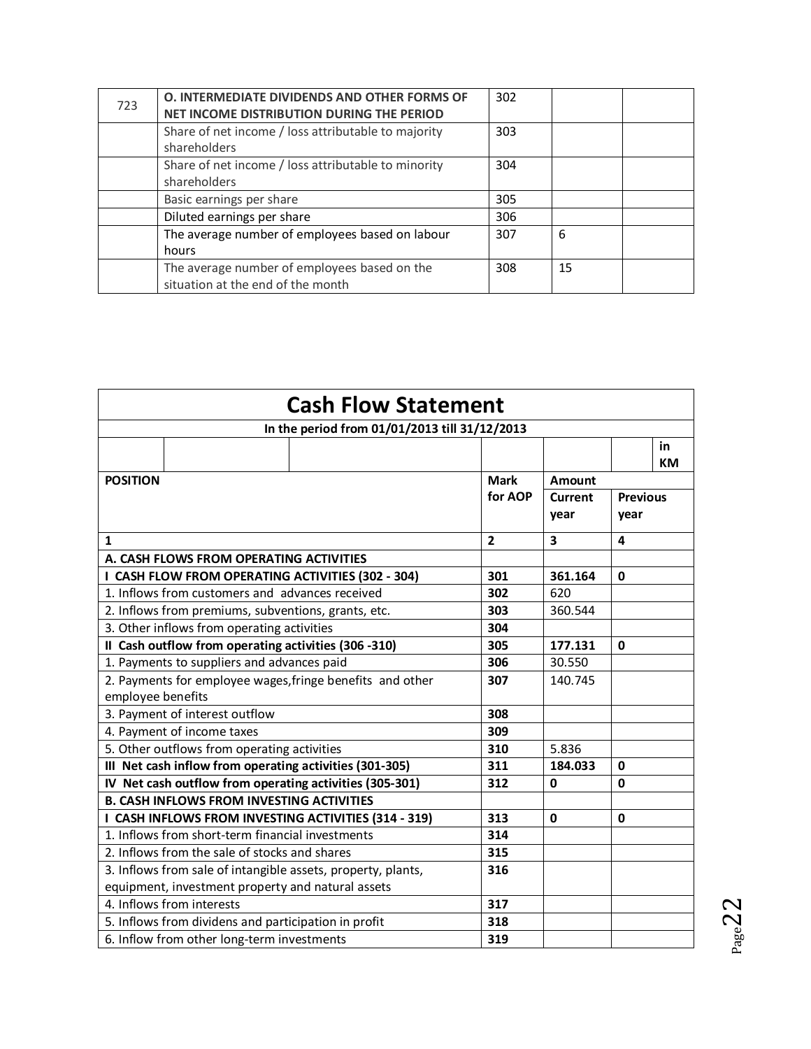| 723 | O. INTERMEDIATE DIVIDENDS AND OTHER FORMS OF NET INCOME DISTRIBUTION DURING THE PERIOD | 302 | | |
|---|---|---|---|---|
| | Share of net income / loss attributable to majority shareholders | 303 | | |
| | Share of net income / loss attributable to minority shareholders | 304 | | |
| | Basic earnings per share | 305 | | |
| | Diluted earnings per share | 306 | | |
| | The average number of employees based on labour hours | 307 | 6 | |
| | The average number of employees based on the situation at the end of the month | 308 | 15 | |

# Cash Flow Statement

**In the period from 01/01/2013 till 31/12/2013**

in KM

| POSITION | Mark for AOP | Amount Current year | Amount Previous year |
|---|---|---|---|
| **1** | **2** | **3** | **4** |
| **A. CASH FLOWS FROM OPERATING ACTIVITIES** | | | |
| **I CASH FLOW FROM OPERATING ACTIVITIES (302 - 304)** | **301** | **361.164** | **0** |
| 1. Inflows from customers and advances received | **302** | 620 | |
| 2. Inflows from premiums, subventions, grants, etc. | **303** | 360.544 | |
| 3. Other inflows from operating activities | **304** | | |
| **II Cash outflow from operating activities (306 -310)** | **305** | **177.131** | **0** |
| 1. Payments to suppliers and advances paid | **306** | 30.550 | |
| 2. Payments for employee wages,fringe benefits and other employee benefits | **307** | 140.745 | |
| 3. Payment of interest outflow | **308** | | |
| 4. Payment of income taxes | **309** | | |
| 5. Other outflows from operating activities | **310** | 5.836 | |
| **III Net cash inflow from operating activities (301-305)** | **311** | **184.033** | **0** |
| **IV Net cash outflow from operating activities (305-301)** | **312** | **0** | **0** |
| **B. CASH INFLOWS FROM INVESTING ACTIVITIES** | | | |
| **I CASH INFLOWS FROM INVESTING ACTIVITIES (314 - 319)** | **313** | **0** | **0** |
| 1. Inflows from short-term financial investments | **314** | | |
| 2. Inflows from the sale of stocks and shares | **315** | | |
| 3. Inflows from sale of intangible assets, property, plants, equipment, investment property and natural assets | **316** | | |
| 4. Inflows from interests | **317** | | |
| 5. Inflows from dividens and participation in profit | **318** | | |
| 6. Inflow from other long-term investments | **319** | | |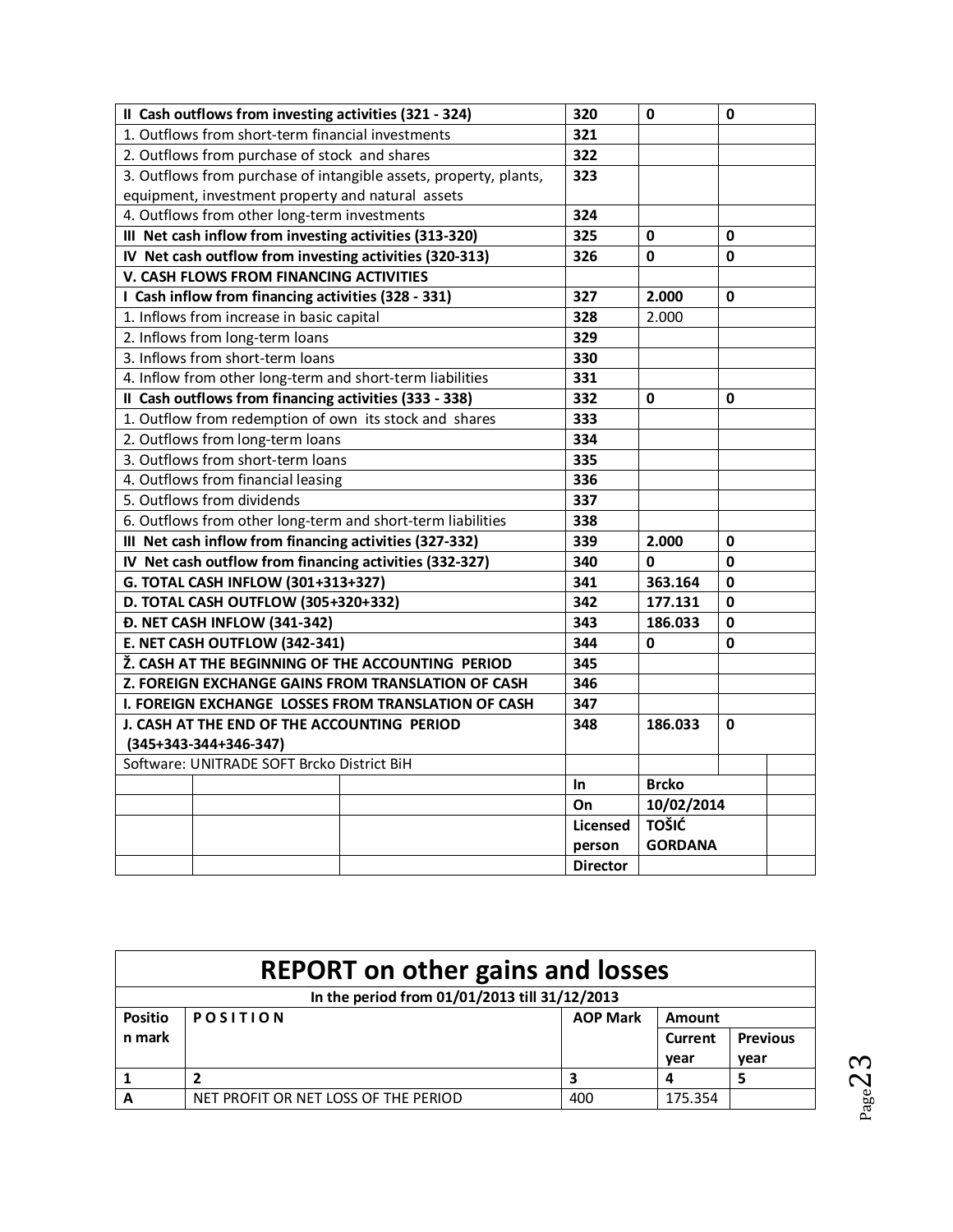| | | | |
|---|---|---|---|
| **II Cash outflows from investing activities (321 - 324)** | **320** | **0** | **0** |
| 1. Outflows from short-term financial investments | **321** | | |
| 2. Outflows from purchase of stock and shares | **322** | | |
| 3. Outflows from purchase of intangible assets, property, plants, equipment, investment property and natural assets | **323** | | |
| 4. Outflows from other long-term investments | **324** | | |
| **III Net cash inflow from investing activities (313-320)** | **325** | **0** | **0** |
| **IV Net cash outflow from investing activities (320-313)** | **326** | **0** | **0** |
| **V. CASH FLOWS FROM FINANCING ACTIVITIES** | | | |
| **I Cash inflow from financing activities (328 - 331)** | **327** | **2.000** | **0** |
| 1. Inflows from increase in basic capital | **328** | 2.000 | |
| 2. Inflows from long-term loans | **329** | | |
| 3. Inflows from short-term loans | **330** | | |
| 4. Inflow from other long-term and short-term liabilities | **331** | | |
| **II Cash outflows from financing activities (333 - 338)** | **332** | **0** | **0** |
| 1. Outflow from redemption of own its stock and shares | **333** | | |
| 2. Outflows from long-term loans | **334** | | |
| 3. Outflows from short-term loans | **335** | | |
| 4. Outflows from financial leasing | **336** | | |
| 5. Outflows from dividends | **337** | | |
| 6. Outflows from other long-term and short-term liabilities | **338** | | |
| **III Net cash inflow from financing activities (327-332)** | **339** | **2.000** | **0** |
| **IV Net cash outflow from financing activities (332-327)** | **340** | **0** | **0** |
| **G. TOTAL CASH INFLOW (301+313+327)** | **341** | **363.164** | **0** |
| **D. TOTAL CASH OUTFLOW (305+320+332)** | **342** | **177.131** | **0** |
| **Đ. NET CASH INFLOW (341-342)** | **343** | **186.033** | **0** |
| **E. NET CASH OUTFLOW (342-341)** | **344** | **0** | **0** |
| **Ž. CASH AT THE BEGINNING OF THE ACCOUNTING PERIOD** | **345** | | |
| **Z. FOREIGN EXCHANGE GAINS FROM TRANSLATION OF CASH** | **346** | | |
| **I. FOREIGN EXCHANGE LOSSES FROM TRANSLATION OF CASH** | **347** | | |
| **J. CASH AT THE END OF THE ACCOUNTING PERIOD (345+343-344+346-347)** | **348** | **186.033** | **0** |
| Software: UNITRADE SOFT Brcko District BiH | | | |
| | **In** | **Brcko** | |
| | **On** | **10/02/2014** | |
| | **Licensed person** | **TOŠIĆ GORDANA** | |
| | **Director** | | |

| **REPORT on other gains and losses** | | | | |
|---|---|---|---|---|
| **In the period from 01/01/2013 till 31/12/2013** | | | | |
| **Position mark** | **POSITION** | **AOP Mark** | **Amount** | |
| | | | **Current year** | **Previous year** |
| **1** | **2** | **3** | **4** | **5** |
| **A** | NET PROFIT OR NET LOSS OF THE PERIOD | 400 | 175.354 | |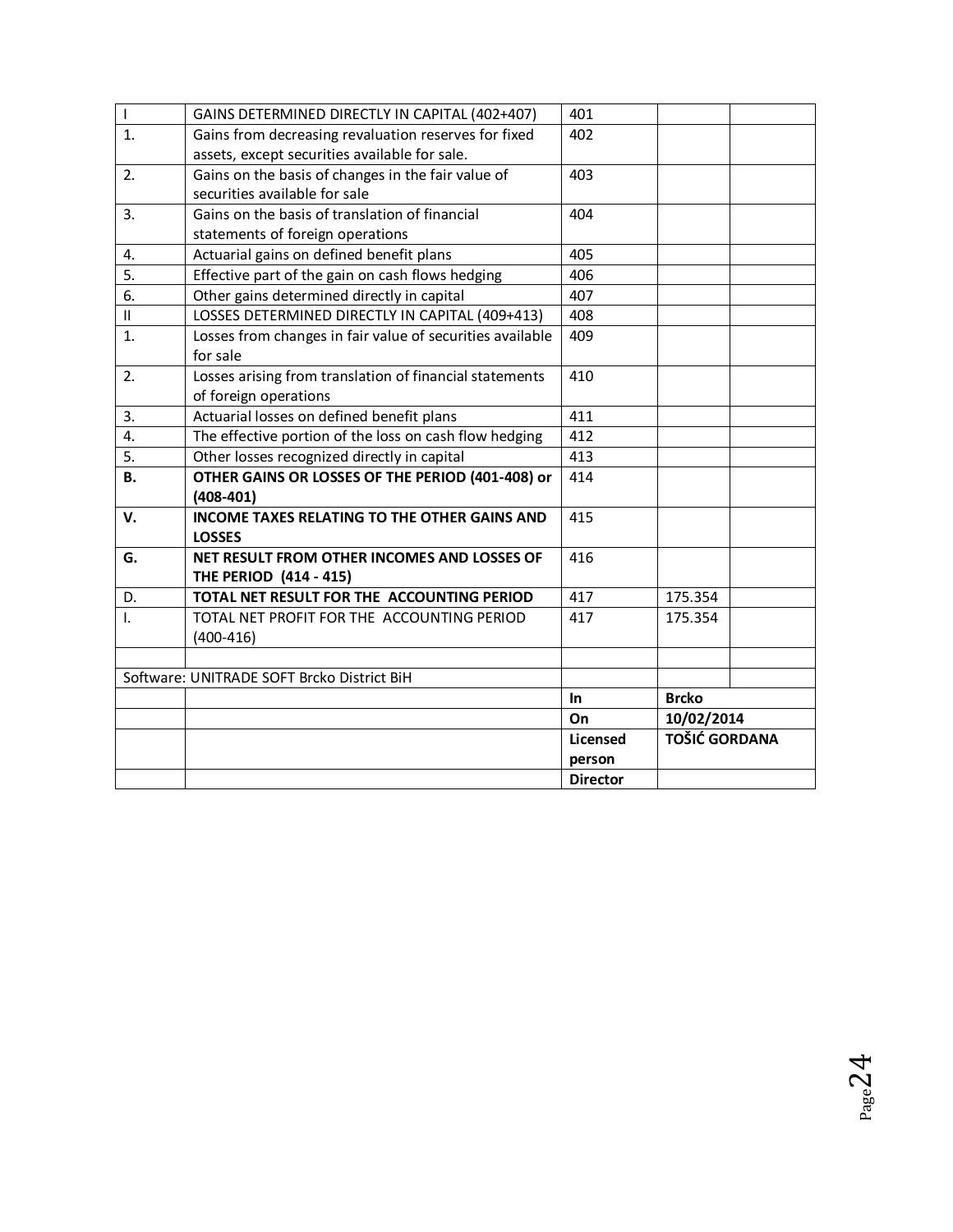| | | | | |
|---|---|---|---|---|
| I | GAINS DETERMINED DIRECTLY IN CAPITAL (402+407) | 401 | | |
| 1. | Gains from decreasing revaluation reserves for fixed assets, except securities available for sale. | 402 | | |
| 2. | Gains on the basis of changes in the fair value of securities available for sale | 403 | | |
| 3. | Gains on the basis of translation of financial statements of foreign operations | 404 | | |
| 4. | Actuarial gains on defined benefit plans | 405 | | |
| 5. | Effective part of the gain on cash flows hedging | 406 | | |
| 6. | Other gains determined directly in capital | 407 | | |
| II | LOSSES DETERMINED DIRECTLY IN CAPITAL (409+413) | 408 | | |
| 1. | Losses from changes in fair value of securities available for sale | 409 | | |
| 2. | Losses arising from translation of financial statements of foreign operations | 410 | | |
| 3. | Actuarial losses on defined benefit plans | 411 | | |
| 4. | The effective portion of the loss on cash flow hedging | 412 | | |
| 5. | Other losses recognized directly in capital | 413 | | |
| **B.** | **OTHER GAINS OR LOSSES OF THE PERIOD (401-408) or (408-401)** | 414 | | |
| **V.** | **INCOME TAXES RELATING TO THE OTHER GAINS AND LOSSES** | 415 | | |
| **G.** | **NET RESULT FROM OTHER INCOMES AND LOSSES OF THE PERIOD (414 - 415)** | 416 | | |
| D. | **TOTAL NET RESULT FOR THE ACCOUNTING PERIOD** | 417 | 175.354 | |
| I. | TOTAL NET PROFIT FOR THE ACCOUNTING PERIOD (400-416) | 417 | 175.354 | |
| | | | | |
| Software: UNITRADE SOFT Brcko District BiH | | | | |
| | | **In** | **Brcko** | |
| | | **On** | **10/02/2014** | |
| | | **Licensed person** | **TOŠIĆ GORDANA** | |
| | | **Director** | | |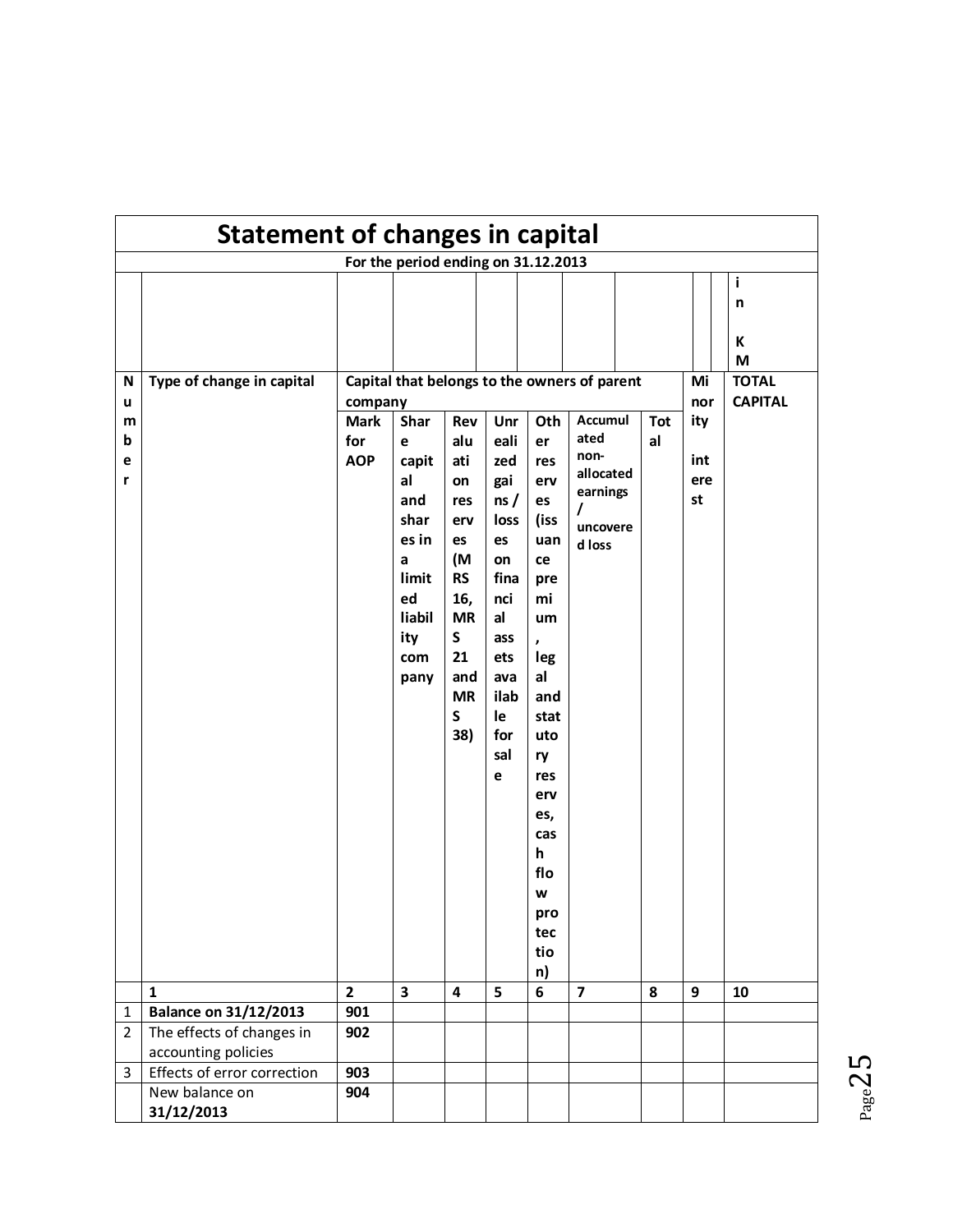## Statement of changes in capital

For the period ending on 31.12.2013

in KM

| Number | Type of change in capital | Capital that belongs to the owners of parent company | | | | | | | Minority interest | TOTAL CAPITAL |
|---|---|---|---|---|---|---|---|---|---|---|
| | | Mark for AOP | Share capital and shares in a limited liability company | Revaluation reserves (MRS 16, MRS 21 and MRS 38) | Unrealized gains / losses on financial assets available for sale | Other reserves (issuance premium, legal and statutory reserves, cash flow protection) | Accumulated non-allocated earnings / uncovered loss | Total | | |
| | 1 | 2 | 3 | 4 | 5 | 6 | 7 | 8 | 9 | 10 |
| 1 | **Balance on 31/12/2013** | 901 | | | | | | | | |
| 2 | The effects of changes in accounting policies | 902 | | | | | | | | |
| 3 | Effects of error correction | 903 | | | | | | | | |
| | New balance on **31/12/2013** | 904 | | | | | | | | |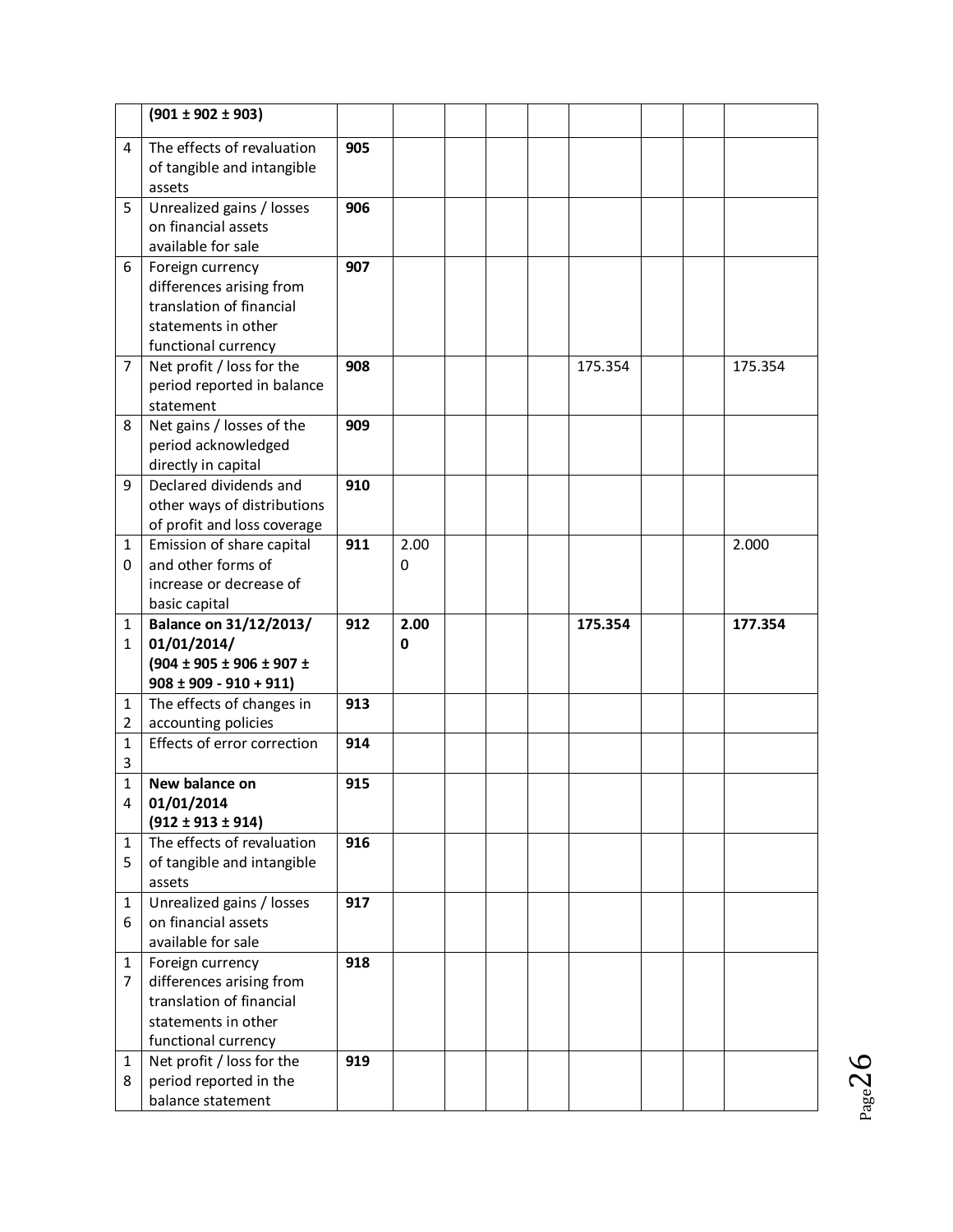| | (901 ± 902 ± 903) | | | | | | | | | |
|---|---|---|---|---|---|---|---|---|---|---|
| 4 | The effects of revaluation of tangible and intangible assets | 905 | | | | | | | | |
| 5 | Unrealized gains / losses on financial assets available for sale | 906 | | | | | | | | |
| 6 | Foreign currency differences arising from translation of financial statements in other functional currency | 907 | | | | | | | | |
| 7 | Net profit / loss for the period reported in balance statement | 908 | | | | | 175.354 | | | 175.354 |
| 8 | Net gains / losses of the period acknowledged directly in capital | 909 | | | | | | | | |
| 9 | Declared dividends and other ways of distributions of profit and loss coverage | 910 | | | | | | | | |
| 10 | Emission of share capital and other forms of increase or decrease of basic capital | 911 | 2.000 | | | | | | | 2.000 |
| 11 | **Balance on 31/12/2013/ 01/01/2014/ (904 ± 905 ± 906 ± 907 ± 908 ± 909 - 910 + 911)** | **912** | **2.000** | | | | **175.354** | | | **177.354** |
| 12 | The effects of changes in accounting policies | 913 | | | | | | | | |
| 13 | Effects of error correction | 914 | | | | | | | | |
| 14 | **New balance on 01/01/2014 (912 ± 913 ± 914)** | **915** | | | | | | | | |
| 15 | The effects of revaluation of tangible and intangible assets | 916 | | | | | | | | |
| 16 | Unrealized gains / losses on financial assets available for sale | 917 | | | | | | | | |
| 17 | Foreign currency differences arising from translation of financial statements in other functional currency | 918 | | | | | | | | |
| 18 | Net profit / loss for the period reported in the balance statement | 919 | | | | | | | | |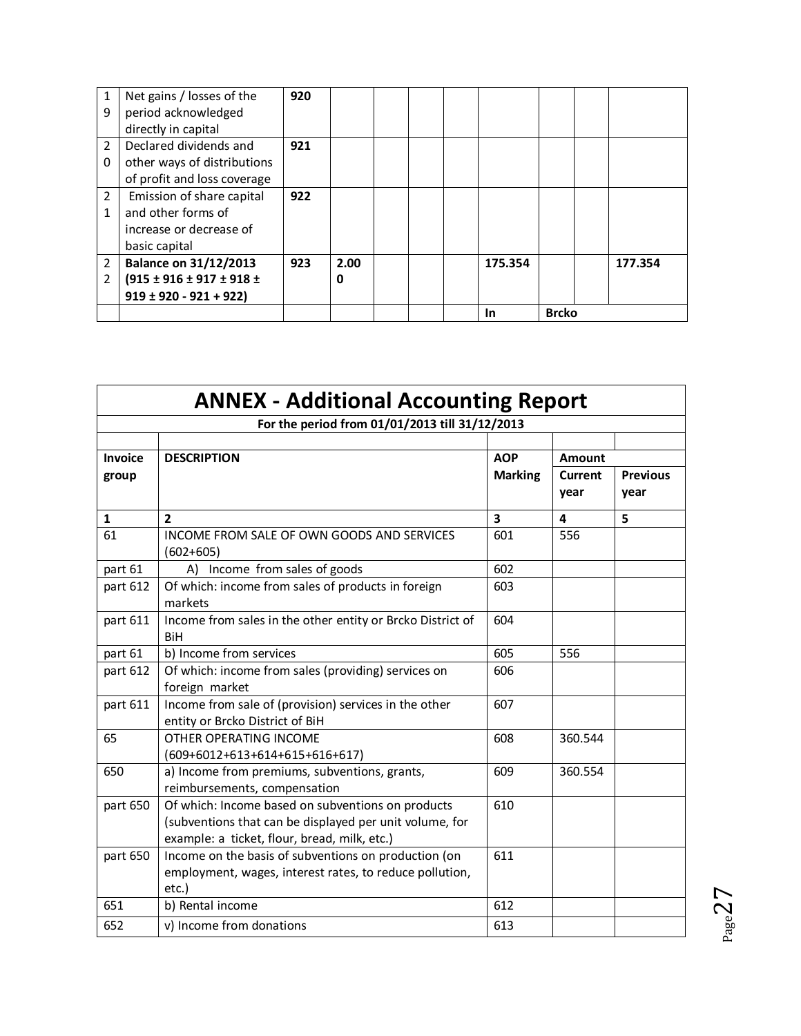| 19 | Net gains / losses of the period acknowledged directly in capital | 920 | | | | | | | | |
|---|---|---|---|---|---|---|---|---|---|---|
| 20 | Declared dividends and other ways of distributions of profit and loss coverage | 921 | | | | | | | | |
| 21 | Emission of share capital and other forms of increase or decrease of basic capital | 922 | | | | | | | | |
| 22 | **Balance on 31/12/2013 (915 ± 916 ± 917 ± 918 ± 919 ± 920 - 921 + 922)** | **923** | **2.000** | | | | **175.354** | | | **177.354** |
| | | | | | | | **In** | **Brcko** | | |

| **ANNEX - Additional Accounting Report** | | | | |
|---|---|---|---|---|
| **For the period from 01/01/2013 till 31/12/2013** | | | | |
| | | | | |
| **Invoice group** | **DESCRIPTION** | **AOP Marking** | **Amount** | |
| | | | **Current year** | **Previous year** |
| **1** | **2** | **3** | **4** | **5** |
| 61 | INCOME FROM SALE OF OWN GOODS AND SERVICES (602+605) | 601 | 556 | |
| part 61 | A) Income from sales of goods | 602 | | |
| part 612 | Of which: income from sales of products in foreign markets | 603 | | |
| part 611 | Income from sales in the other entity or Brcko District of BiH | 604 | | |
| part 61 | b) Income from services | 605 | 556 | |
| part 612 | Of which: income from sales (providing) services on foreign market | 606 | | |
| part 611 | Income from sale of (provision) services in the other entity or Brcko District of BiH | 607 | | |
| 65 | OTHER OPERATING INCOME (609+6012+613+614+615+616+617) | 608 | 360.544 | |
| 650 | a) Income from premiums, subventions, grants, reimbursements, compensation | 609 | 360.554 | |
| part 650 | Of which: Income based on subventions on products (subventions that can be displayed per unit volume, for example: a ticket, flour, bread, milk, etc.) | 610 | | |
| part 650 | Income on the basis of subventions on production (on employment, wages, interest rates, to reduce pollution, etc.) | 611 | | |
| 651 | b) Rental income | 612 | | |
| 652 | v) Income from donations | 613 | | |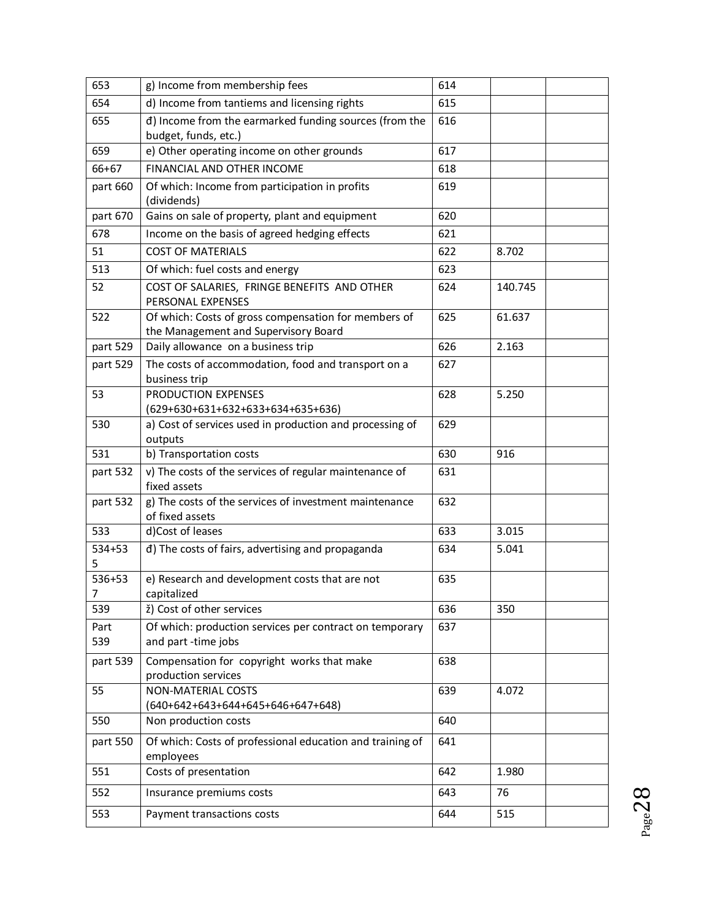| 653 | g) Income from membership fees | 614 | | |
|---|---|---|---|---|
| 654 | d) Income from tantiems and licensing rights | 615 | | |
| 655 | đ) Income from the earmarked funding sources (from the budget, funds, etc.) | 616 | | |
| 659 | e) Other operating income on other grounds | 617 | | |
| 66+67 | FINANCIAL AND OTHER INCOME | 618 | | |
| part 660 | Of which: Income from participation in profits (dividends) | 619 | | |
| part 670 | Gains on sale of property, plant and equipment | 620 | | |
| 678 | Income on the basis of agreed hedging effects | 621 | | |
| 51 | COST OF MATERIALS | 622 | 8.702 | |
| 513 | Of which: fuel costs and energy | 623 | | |
| 52 | COST OF SALARIES, FRINGE BENEFITS AND OTHER PERSONAL EXPENSES | 624 | 140.745 | |
| 522 | Of which: Costs of gross compensation for members of the Management and Supervisory Board | 625 | 61.637 | |
| part 529 | Daily allowance on a business trip | 626 | 2.163 | |
| part 529 | The costs of accommodation, food and transport on a business trip | 627 | | |
| 53 | PRODUCTION EXPENSES (629+630+631+632+633+634+635+636) | 628 | 5.250 | |
| 530 | a) Cost of services used in production and processing of outputs | 629 | | |
| 531 | b) Transportation costs | 630 | 916 | |
| part 532 | v) The costs of the services of regular maintenance of fixed assets | 631 | | |
| part 532 | g) The costs of the services of investment maintenance of fixed assets | 632 | | |
| 533 | d)Cost of leases | 633 | 3.015 | |
| 534+535 | đ) The costs of fairs, advertising and propaganda | 634 | 5.041 | |
| 536+537 | e) Research and development costs that are not capitalized | 635 | | |
| 539 | ž) Cost of other services | 636 | 350 | |
| Part 539 | Of which: production services per contract on temporary and part -time jobs | 637 | | |
| part 539 | Compensation for copyright works that make production services | 638 | | |
| 55 | NON-MATERIAL COSTS (640+642+643+644+645+646+647+648) | 639 | 4.072 | |
| 550 | Non production costs | 640 | | |
| part 550 | Of which: Costs of professional education and training of employees | 641 | | |
| 551 | Costs of presentation | 642 | 1.980 | |
| 552 | Insurance premiums costs | 643 | 76 | |
| 553 | Payment transactions costs | 644 | 515 | |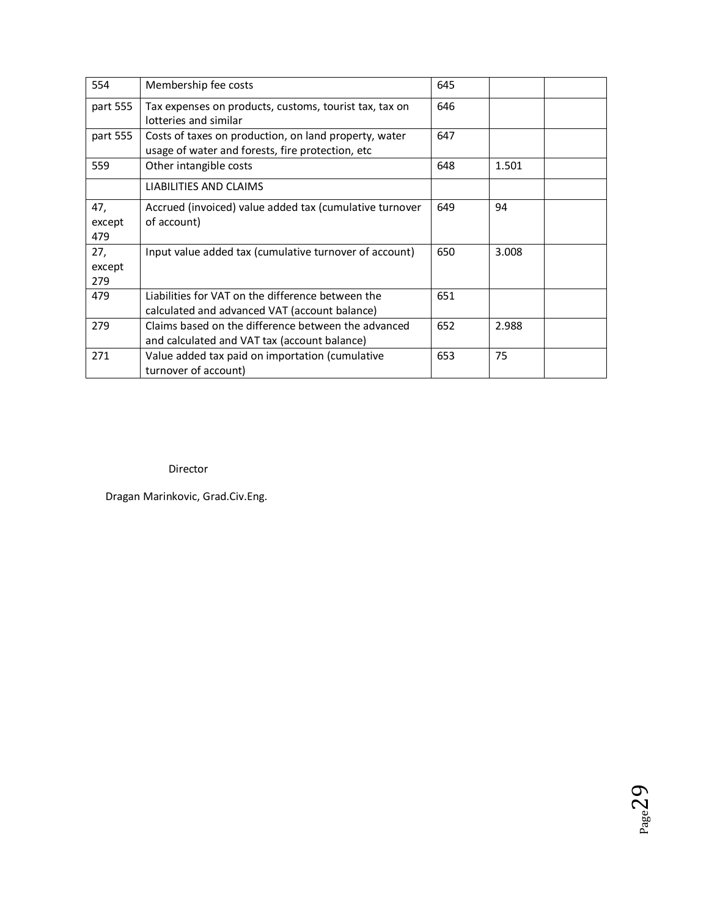| | | | | |
|---|---|---|---|---|
| 554 | Membership fee costs | 645 | | |
| part 555 | Tax expenses on products, customs, tourist tax, tax on lotteries and similar | 646 | | |
| part 555 | Costs of taxes on production, on land property, water usage of water and forests, fire protection, etc | 647 | | |
| 559 | Other intangible costs | 648 | 1.501 | |
| | LIABILITIES AND CLAIMS | | | |
| 47, except 479 | Accrued (invoiced) value added tax (cumulative turnover of account) | 649 | 94 | |
| 27, except 279 | Input value added tax (cumulative turnover of account) | 650 | 3.008 | |
| 479 | Liabilities for VAT on the difference between the calculated and advanced VAT (account balance) | 651 | | |
| 279 | Claims based on the difference between the advanced and calculated and VAT tax (account balance) | 652 | 2.988 | |
| 271 | Value added tax paid on importation (cumulative turnover of account) | 653 | 75 | |

Director

Dragan Marinkovic, Grad.Civ.Eng.